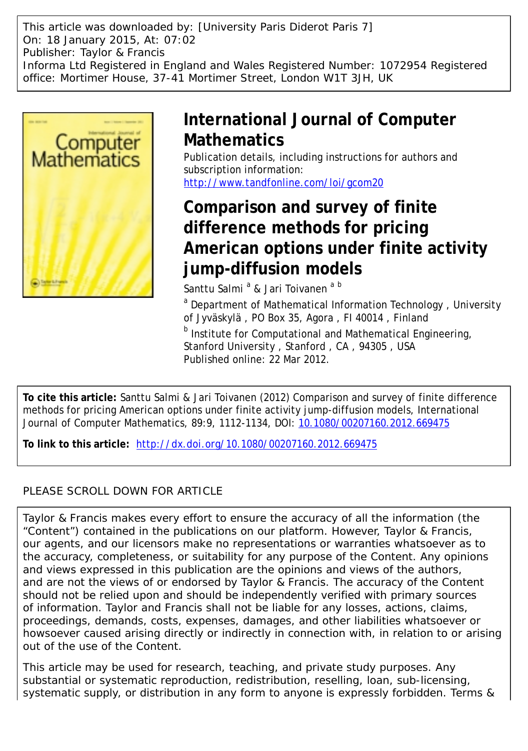This article was downloaded by: [University Paris Diderot Paris 7]
On: 18 January 2015, At: 07:02
Publisher: Taylor & Francis
Informa Ltd Registered in England and Wales Registered Number: 1072954 Registered office: Mortimer House, 37-41 Mortimer Street, London W1T 3JH, UK

# International Journal of Computer Mathematics

Publication details, including instructions for authors and subscription information:
http://www.tandfonline.com/loi/gcom20

# Comparison and survey of finite difference methods for pricing American options under finite activity jump-diffusion models

Santtu Salmi [a] & Jari Toivanen [a b]

[a] Department of Mathematical Information Technology, University of Jyväskylä, PO Box 35, Agora, FI 40014, Finland

[b] Institute for Computational and Mathematical Engineering, Stanford University, Stanford, CA, 94305, USA

Published online: 22 Mar 2012.

**To cite this article:** Santtu Salmi & Jari Toivanen (2012) Comparison and survey of finite difference methods for pricing American options under finite activity jump-diffusion models, International Journal of Computer Mathematics, 89:9, 1112-1134, DOI: 10.1080/00207160.2012.669475

**To link to this article:** http://dx.doi.org/10.1080/00207160.2012.669475

PLEASE SCROLL DOWN FOR ARTICLE

Taylor & Francis makes every effort to ensure the accuracy of all the information (the "Content") contained in the publications on our platform. However, Taylor & Francis, our agents, and our licensors make no representations or warranties whatsoever as to the accuracy, completeness, or suitability for any purpose of the Content. Any opinions and views expressed in this publication are the opinions and views of the authors, and are not the views of or endorsed by Taylor & Francis. The accuracy of the Content should not be relied upon and should be independently verified with primary sources of information. Taylor and Francis shall not be liable for any losses, actions, claims, proceedings, demands, costs, expenses, damages, and other liabilities whatsoever or howsoever caused arising directly or indirectly in connection with, in relation to or arising out of the use of the Content.

This article may be used for research, teaching, and private study purposes. Any substantial or systematic reproduction, redistribution, reselling, loan, sub-licensing, systematic supply, or distribution in any form to anyone is expressly forbidden. Terms &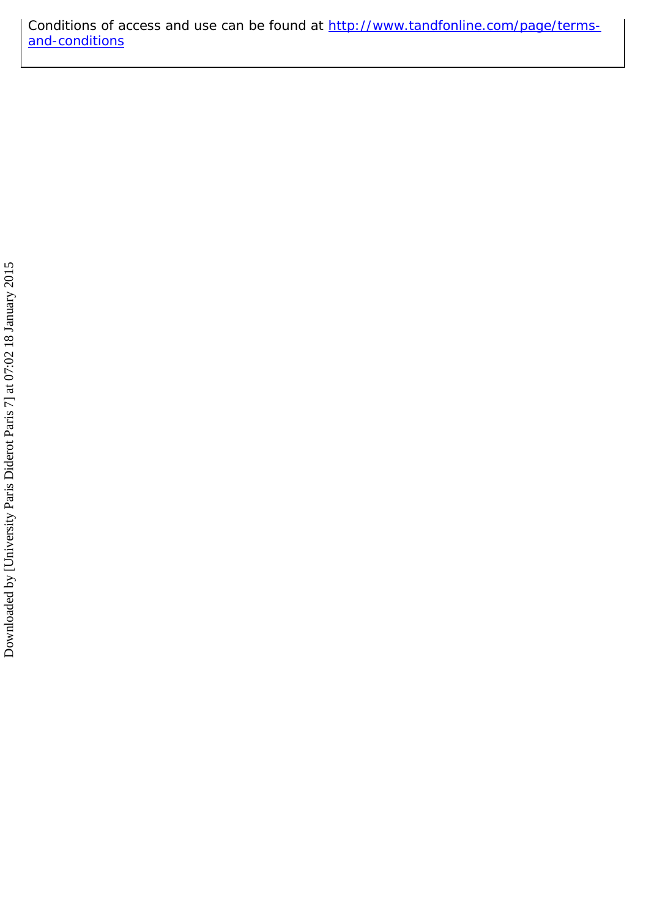Conditions of access and use can be found at [http://www.tandfonline.com/page/terms-and-conditions](http://www.tandfonline.com/page/terms-and-conditions)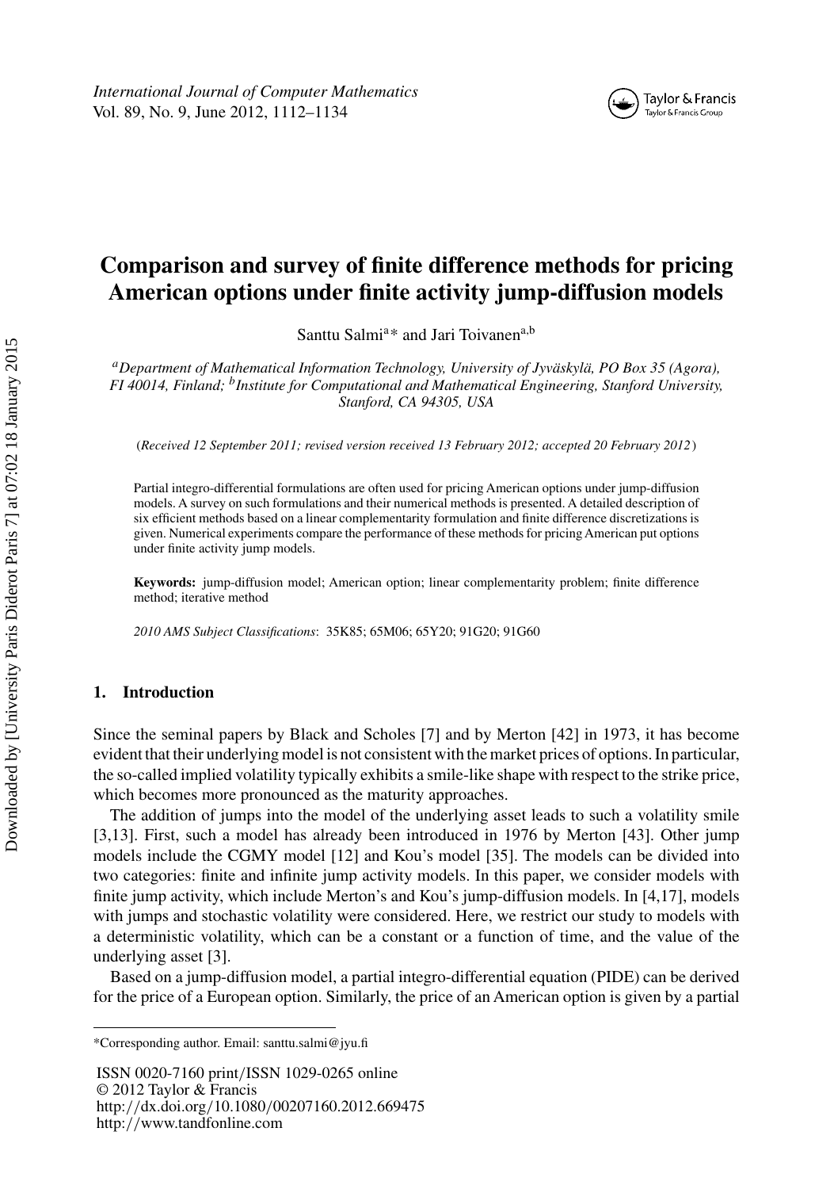# Comparison and survey of finite difference methods for pricing American options under finite activity jump-diffusion models

Santtu Salmi[a]* and Jari Toivanen[a,b]

[a]*Department of Mathematical Information Technology, University of Jyväskylä, PO Box 35 (Agora), FI 40014, Finland;* [b]*Institute for Computational and Mathematical Engineering, Stanford University, Stanford, CA 94305, USA*

(*Received 12 September 2011; revised version received 13 February 2012; accepted 20 February 2012*)

Partial integro-differential formulations are often used for pricing American options under jump-diffusion models. A survey on such formulations and their numerical methods is presented. A detailed description of six efficient methods based on a linear complementarity formulation and finite difference discretizations is given. Numerical experiments compare the performance of these methods for pricing American put options under finite activity jump models.

**Keywords:** jump-diffusion model; American option; linear complementarity problem; finite difference method; iterative method

*2010 AMS Subject Classifications*: 35K85; 65M06; 65Y20; 91G20; 91G60

## 1. Introduction

Since the seminal papers by Black and Scholes [7] and by Merton [42] in 1973, it has become evident that their underlying model is not consistent with the market prices of options. In particular, the so-called implied volatility typically exhibits a smile-like shape with respect to the strike price, which becomes more pronounced as the maturity approaches.

The addition of jumps into the model of the underlying asset leads to such a volatility smile [3,13]. First, such a model has already been introduced in 1976 by Merton [43]. Other jump models include the CGMY model [12] and Kou's model [35]. The models can be divided into two categories: finite and infinite jump activity models. In this paper, we consider models with finite jump activity, which include Merton's and Kou's jump-diffusion models. In [4,17], models with jumps and stochastic volatility were considered. Here, we restrict our study to models with a deterministic volatility, which can be a constant or a function of time, and the value of the underlying asset [3].

Based on a jump-diffusion model, a partial integro-differential equation (PIDE) can be derived for the price of a European option. Similarly, the price of an American option is given by a partial

*Corresponding author. Email: santtu.salmi@jyu.fi

ISSN 0020-7160 print/ISSN 1029-0265 online
© 2012 Taylor & Francis
http://dx.doi.org/10.1080/00207160.2012.669475
http://www.tandfonline.com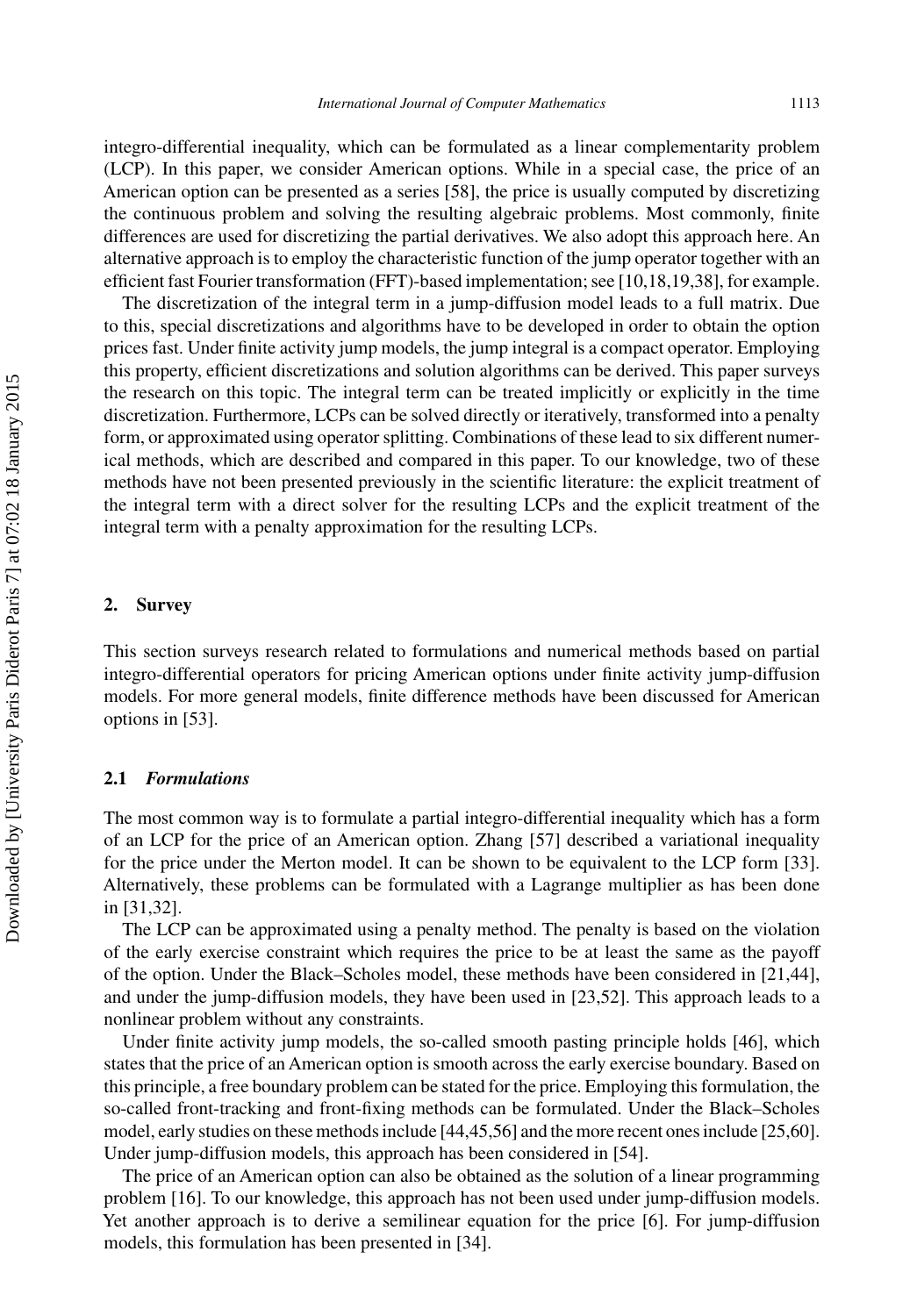integro-differential inequality, which can be formulated as a linear complementarity problem (LCP). In this paper, we consider American options. While in a special case, the price of an American option can be presented as a series [58], the price is usually computed by discretizing the continuous problem and solving the resulting algebraic problems. Most commonly, finite differences are used for discretizing the partial derivatives. We also adopt this approach here. An alternative approach is to employ the characteristic function of the jump operator together with an efficient fast Fourier transformation (FFT)-based implementation; see [10,18,19,38], for example.

The discretization of the integral term in a jump-diffusion model leads to a full matrix. Due to this, special discretizations and algorithms have to be developed in order to obtain the option prices fast. Under finite activity jump models, the jump integral is a compact operator. Employing this property, efficient discretizations and solution algorithms can be derived. This paper surveys the research on this topic. The integral term can be treated implicitly or explicitly in the time discretization. Furthermore, LCPs can be solved directly or iteratively, transformed into a penalty form, or approximated using operator splitting. Combinations of these lead to six different numerical methods, which are described and compared in this paper. To our knowledge, two of these methods have not been presented previously in the scientific literature: the explicit treatment of the integral term with a direct solver for the resulting LCPs and the explicit treatment of the integral term with a penalty approximation for the resulting LCPs.

## 2. Survey

This section surveys research related to formulations and numerical methods based on partial integro-differential operators for pricing American options under finite activity jump-diffusion models. For more general models, finite difference methods have been discussed for American options in [53].

### 2.1 *Formulations*

The most common way is to formulate a partial integro-differential inequality which has a form of an LCP for the price of an American option. Zhang [57] described a variational inequality for the price under the Merton model. It can be shown to be equivalent to the LCP form [33]. Alternatively, these problems can be formulated with a Lagrange multiplier as has been done in [31,32].

The LCP can be approximated using a penalty method. The penalty is based on the violation of the early exercise constraint which requires the price to be at least the same as the payoff of the option. Under the Black–Scholes model, these methods have been considered in [21,44], and under the jump-diffusion models, they have been used in [23,52]. This approach leads to a nonlinear problem without any constraints.

Under finite activity jump models, the so-called smooth pasting principle holds [46], which states that the price of an American option is smooth across the early exercise boundary. Based on this principle, a free boundary problem can be stated for the price. Employing this formulation, the so-called front-tracking and front-fixing methods can be formulated. Under the Black–Scholes model, early studies on these methods include [44,45,56] and the more recent ones include [25,60]. Under jump-diffusion models, this approach has been considered in [54].

The price of an American option can also be obtained as the solution of a linear programming problem [16]. To our knowledge, this approach has not been used under jump-diffusion models. Yet another approach is to derive a semilinear equation for the price [6]. For jump-diffusion models, this formulation has been presented in [34].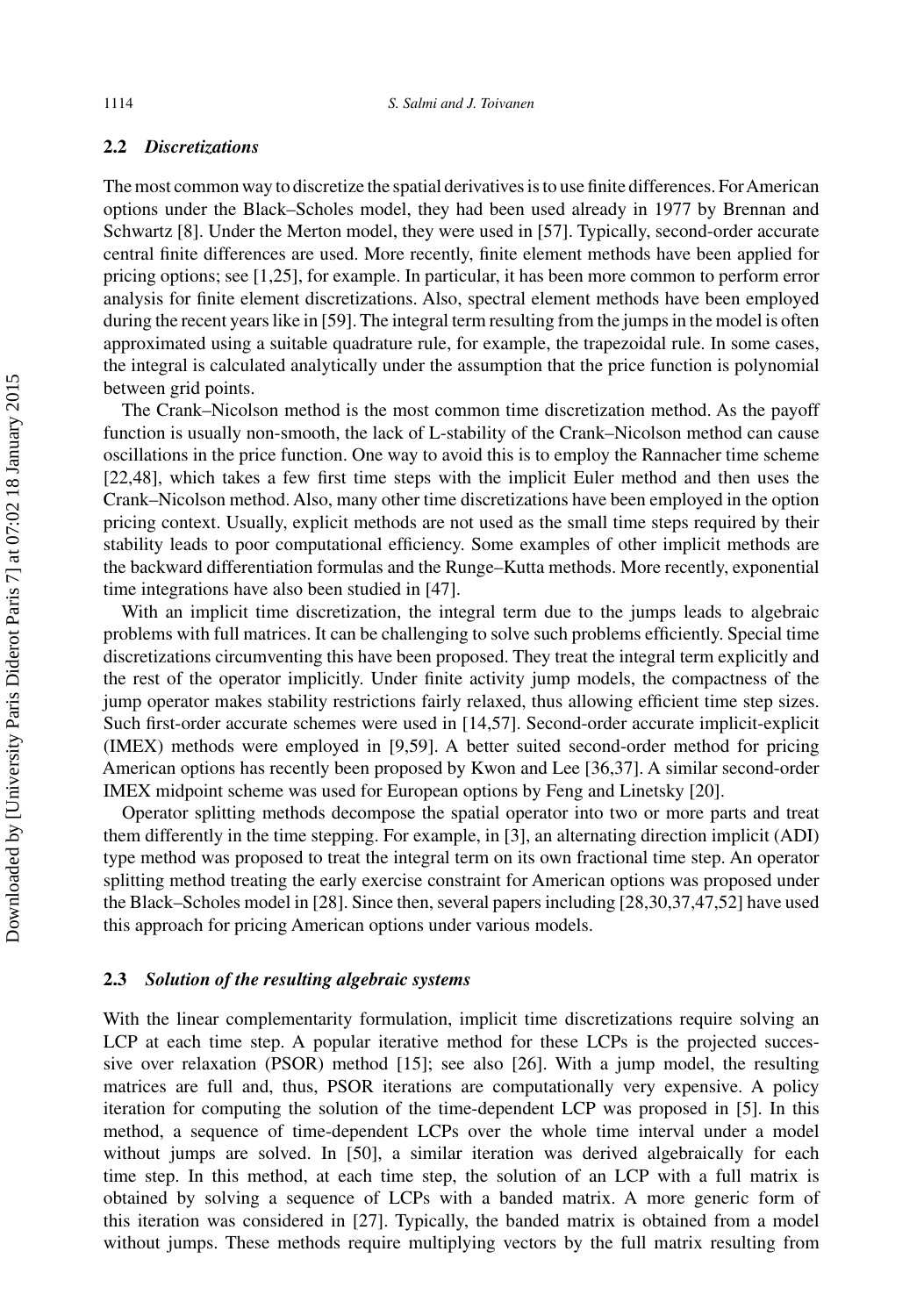### 2.2 *Discretizations*

The most common way to discretize the spatial derivatives is to use finite differences. For American options under the Black–Scholes model, they had been used already in 1977 by Brennan and Schwartz [8]. Under the Merton model, they were used in [57]. Typically, second-order accurate central finite differences are used. More recently, finite element methods have been applied for pricing options; see [1,25], for example. In particular, it has been more common to perform error analysis for finite element discretizations. Also, spectral element methods have been employed during the recent years like in [59]. The integral term resulting from the jumps in the model is often approximated using a suitable quadrature rule, for example, the trapezoidal rule. In some cases, the integral is calculated analytically under the assumption that the price function is polynomial between grid points.

The Crank–Nicolson method is the most common time discretization method. As the payoff function is usually non-smooth, the lack of L-stability of the Crank–Nicolson method can cause oscillations in the price function. One way to avoid this is to employ the Rannacher time scheme [22,48], which takes a few first time steps with the implicit Euler method and then uses the Crank–Nicolson method. Also, many other time discretizations have been employed in the option pricing context. Usually, explicit methods are not used as the small time steps required by their stability leads to poor computational efficiency. Some examples of other implicit methods are the backward differentiation formulas and the Runge–Kutta methods. More recently, exponential time integrations have also been studied in [47].

With an implicit time discretization, the integral term due to the jumps leads to algebraic problems with full matrices. It can be challenging to solve such problems efficiently. Special time discretizations circumventing this have been proposed. They treat the integral term explicitly and the rest of the operator implicitly. Under finite activity jump models, the compactness of the jump operator makes stability restrictions fairly relaxed, thus allowing efficient time step sizes. Such first-order accurate schemes were used in [14,57]. Second-order accurate implicit-explicit (IMEX) methods were employed in [9,59]. A better suited second-order method for pricing American options has recently been proposed by Kwon and Lee [36,37]. A similar second-order IMEX midpoint scheme was used for European options by Feng and Linetsky [20].

Operator splitting methods decompose the spatial operator into two or more parts and treat them differently in the time stepping. For example, in [3], an alternating direction implicit (ADI) type method was proposed to treat the integral term on its own fractional time step. An operator splitting method treating the early exercise constraint for American options was proposed under the Black–Scholes model in [28]. Since then, several papers including [28,30,37,47,52] have used this approach for pricing American options under various models.

### 2.3 *Solution of the resulting algebraic systems*

With the linear complementarity formulation, implicit time discretizations require solving an LCP at each time step. A popular iterative method for these LCPs is the projected successive over relaxation (PSOR) method [15]; see also [26]. With a jump model, the resulting matrices are full and, thus, PSOR iterations are computationally very expensive. A policy iteration for computing the solution of the time-dependent LCP was proposed in [5]. In this method, a sequence of time-dependent LCPs over the whole time interval under a model without jumps are solved. In [50], a similar iteration was derived algebraically for each time step. In this method, at each time step, the solution of an LCP with a full matrix is obtained by solving a sequence of LCPs with a banded matrix. A more generic form of this iteration was considered in [27]. Typically, the banded matrix is obtained from a model without jumps. These methods require multiplying vectors by the full matrix resulting from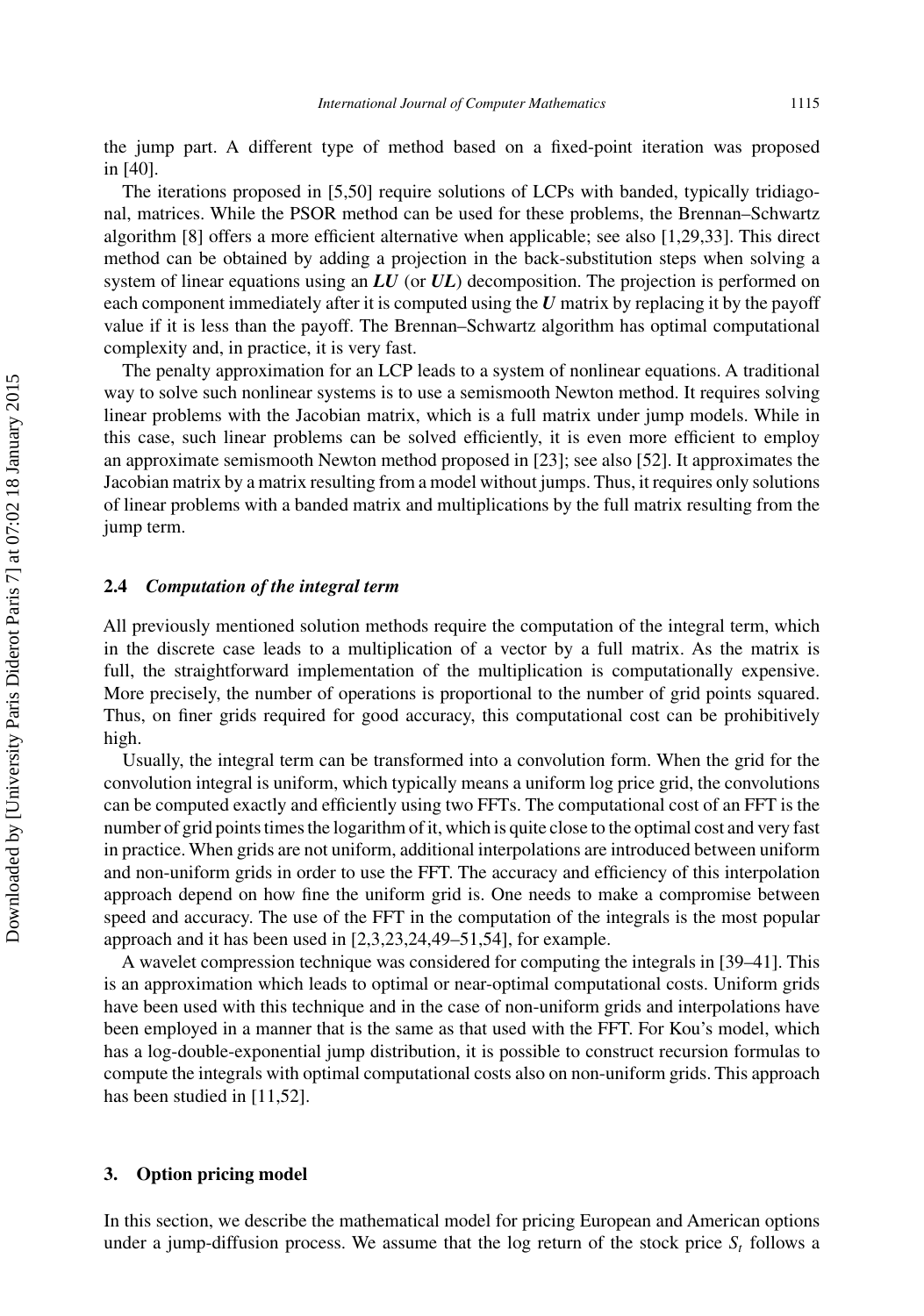the jump part. A different type of method based on a fixed-point iteration was proposed in [40].

The iterations proposed in [5,50] require solutions of LCPs with banded, typically tridiagonal, matrices. While the PSOR method can be used for these problems, the Brennan–Schwartz algorithm [8] offers a more efficient alternative when applicable; see also [1,29,33]. This direct method can be obtained by adding a projection in the back-substitution steps when solving a system of linear equations using an ***LU*** (or ***UL***) decomposition. The projection is performed on each component immediately after it is computed using the ***U*** matrix by replacing it by the payoff value if it is less than the payoff. The Brennan–Schwartz algorithm has optimal computational complexity and, in practice, it is very fast.

The penalty approximation for an LCP leads to a system of nonlinear equations. A traditional way to solve such nonlinear systems is to use a semismooth Newton method. It requires solving linear problems with the Jacobian matrix, which is a full matrix under jump models. While in this case, such linear problems can be solved efficiently, it is even more efficient to employ an approximate semismooth Newton method proposed in [23]; see also [52]. It approximates the Jacobian matrix by a matrix resulting from a model without jumps. Thus, it requires only solutions of linear problems with a banded matrix and multiplications by the full matrix resulting from the jump term.

### 2.4 *Computation of the integral term*

All previously mentioned solution methods require the computation of the integral term, which in the discrete case leads to a multiplication of a vector by a full matrix. As the matrix is full, the straightforward implementation of the multiplication is computationally expensive. More precisely, the number of operations is proportional to the number of grid points squared. Thus, on finer grids required for good accuracy, this computational cost can be prohibitively high.

Usually, the integral term can be transformed into a convolution form. When the grid for the convolution integral is uniform, which typically means a uniform log price grid, the convolutions can be computed exactly and efficiently using two FFTs. The computational cost of an FFT is the number of grid points times the logarithm of it, which is quite close to the optimal cost and very fast in practice. When grids are not uniform, additional interpolations are introduced between uniform and non-uniform grids in order to use the FFT. The accuracy and efficiency of this interpolation approach depend on how fine the uniform grid is. One needs to make a compromise between speed and accuracy. The use of the FFT in the computation of the integrals is the most popular approach and it has been used in [2,3,23,24,49–51,54], for example.

A wavelet compression technique was considered for computing the integrals in [39–41]. This is an approximation which leads to optimal or near-optimal computational costs. Uniform grids have been used with this technique and in the case of non-uniform grids and interpolations have been employed in a manner that is the same as that used with the FFT. For Kou's model, which has a log-double-exponential jump distribution, it is possible to construct recursion formulas to compute the integrals with optimal computational costs also on non-uniform grids. This approach has been studied in [11,52].

## 3. Option pricing model

In this section, we describe the mathematical model for pricing European and American options under a jump-diffusion process. We assume that the log return of the stock price $S_t$ follows a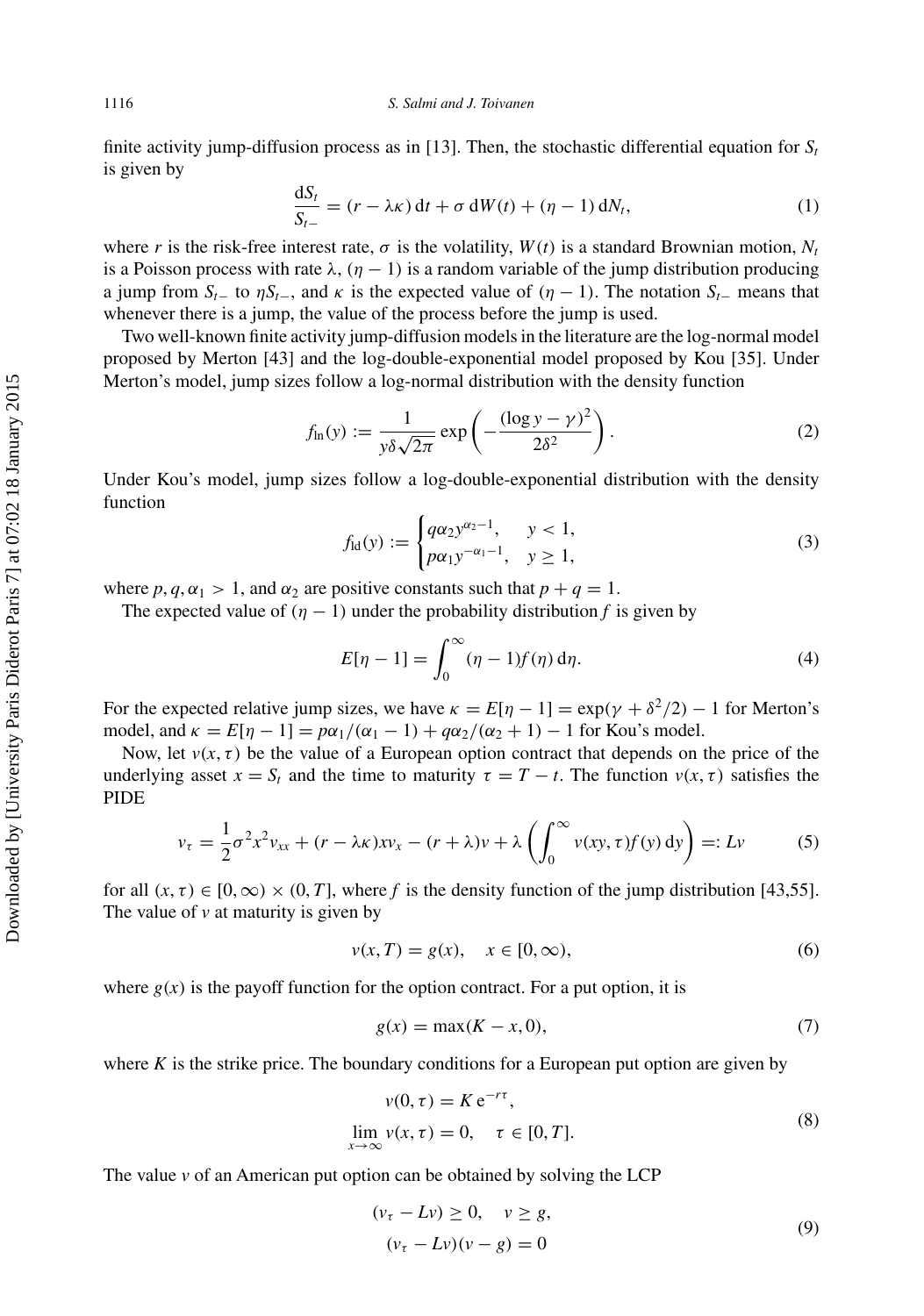finite activity jump-diffusion process as in [13]. Then, the stochastic differential equation for $S_t$ is given by

$$\frac{\mathrm{d}S_t}{S_{t-}} = (r - \lambda\kappa)\,\mathrm{d}t + \sigma\,\mathrm{d}W(t) + (\eta - 1)\,\mathrm{d}N_t, \tag{1}$$

where $r$ is the risk-free interest rate, $\sigma$ is the volatility, $W(t)$ is a standard Brownian motion, $N_t$ is a Poisson process with rate $\lambda$, $(\eta - 1)$ is a random variable of the jump distribution producing a jump from $S_{t-}$ to $\eta S_{t-}$, and $\kappa$ is the expected value of $(\eta - 1)$. The notation $S_{t-}$ means that whenever there is a jump, the value of the process before the jump is used.

Two well-known finite activity jump-diffusion models in the literature are the log-normal model proposed by Merton [43] and the log-double-exponential model proposed by Kou [35]. Under Merton's model, jump sizes follow a log-normal distribution with the density function

$$f_{\mathrm{ln}}(y) := \frac{1}{y\delta\sqrt{2\pi}} \exp\left(-\frac{(\log y - \gamma)^2}{2\delta^2}\right). \tag{2}$$

Under Kou's model, jump sizes follow a log-double-exponential distribution with the density function

$$f_{\mathrm{ld}}(y) := \begin{cases} q\alpha_2 y^{\alpha_2 - 1}, & y < 1, \\ p\alpha_1 y^{-\alpha_1 - 1}, & y \geq 1, \end{cases} \tag{3}$$

where $p, q, \alpha_1 > 1$, and $\alpha_2$ are positive constants such that $p + q = 1$.

The expected value of $(\eta - 1)$ under the probability distribution $f$ is given by

$$E[\eta - 1] = \int_0^\infty (\eta - 1) f(\eta)\,\mathrm{d}\eta. \tag{4}$$

For the expected relative jump sizes, we have $\kappa = E[\eta - 1] = \exp(\gamma + \delta^2/2) - 1$ for Merton's model, and $\kappa = E[\eta - 1] = p\alpha_1/(\alpha_1 - 1) + q\alpha_2/(\alpha_2 + 1) - 1$ for Kou's model.

Now, let $v(x, \tau)$ be the value of a European option contract that depends on the price of the underlying asset $x = S_t$ and the time to maturity $\tau = T - t$. The function $v(x, \tau)$ satisfies the PIDE

$$v_\tau = \frac{1}{2}\sigma^2 x^2 v_{xx} + (r - \lambda\kappa) x v_x - (r + \lambda) v + \lambda \left( \int_0^\infty v(xy, \tau) f(y)\,\mathrm{d}y \right) =: Lv \tag{5}$$

for all $(x, \tau) \in [0, \infty) \times (0, T]$, where $f$ is the density function of the jump distribution [43,55]. The value of $v$ at maturity is given by

$$v(x, T) = g(x), \quad x \in [0, \infty), \tag{6}$$

where $g(x)$ is the payoff function for the option contract. For a put option, it is

$$g(x) = \max(K - x, 0), \tag{7}$$

where $K$ is the strike price. The boundary conditions for a European put option are given by

$$\begin{aligned} v(0, \tau) &= K\,\mathrm{e}^{-r\tau}, \\ \lim_{x \to \infty} v(x, \tau) &= 0, \quad \tau \in [0, T]. \end{aligned} \tag{8}$$

The value $v$ of an American put option can be obtained by solving the LCP

$$\begin{aligned} (v_\tau - Lv) \geq 0, &\quad v \geq g, \\ (v_\tau - Lv)(v - g) &= 0 \end{aligned} \tag{9}$$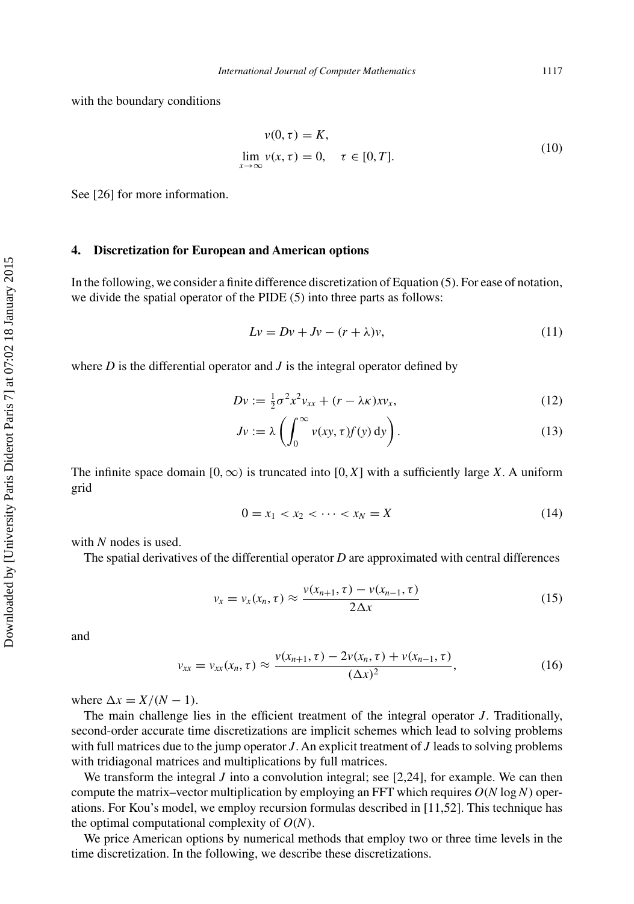with the boundary conditions

$$
\begin{aligned}
v(0,\tau) &= K, \\
\lim_{x\to\infty} v(x,\tau) &= 0, \quad \tau \in [0,T].
\end{aligned} \tag{10}
$$

See [26] for more information.

## 4. Discretization for European and American options

In the following, we consider a finite difference discretization of Equation (5). For ease of notation, we divide the spatial operator of the PIDE (5) into three parts as follows:

$$
Lv = Dv + Jv - (r+\lambda)v, \tag{11}
$$

where $D$ is the differential operator and $J$ is the integral operator defined by

$$
Dv := \tfrac{1}{2}\sigma^2 x^2 v_{xx} + (r - \lambda\kappa)x v_x, \tag{12}
$$

$$
Jv := \lambda \left( \int_0^\infty v(xy,\tau) f(y)\,\mathrm{d}y \right). \tag{13}
$$

The infinite space domain $[0,\infty)$ is truncated into $[0,X]$ with a sufficiently large $X$. A uniform grid

$$
0 = x_1 < x_2 < \cdots < x_N = X \tag{14}
$$

with $N$ nodes is used.

The spatial derivatives of the differential operator $D$ are approximated with central differences

$$
v_x = v_x(x_n,\tau) \approx \frac{v(x_{n+1},\tau) - v(x_{n-1},\tau)}{2\Delta x} \tag{15}
$$

and

$$
v_{xx} = v_{xx}(x_n,\tau) \approx \frac{v(x_{n+1},\tau) - 2v(x_n,\tau) + v(x_{n-1},\tau)}{(\Delta x)^2}, \tag{16}
$$

where $\Delta x = X/(N-1)$.

The main challenge lies in the efficient treatment of the integral operator $J$. Traditionally, second-order accurate time discretizations are implicit schemes which lead to solving problems with full matrices due to the jump operator $J$. An explicit treatment of $J$ leads to solving problems with tridiagonal matrices and multiplications by full matrices.

We transform the integral $J$ into a convolution integral; see [2,24], for example. We can then compute the matrix–vector multiplication by employing an FFT which requires $O(N \log N)$ operations. For Kou's model, we employ recursion formulas described in [11,52]. This technique has the optimal computational complexity of $O(N)$.

We price American options by numerical methods that employ two or three time levels in the time discretization. In the following, we describe these discretizations.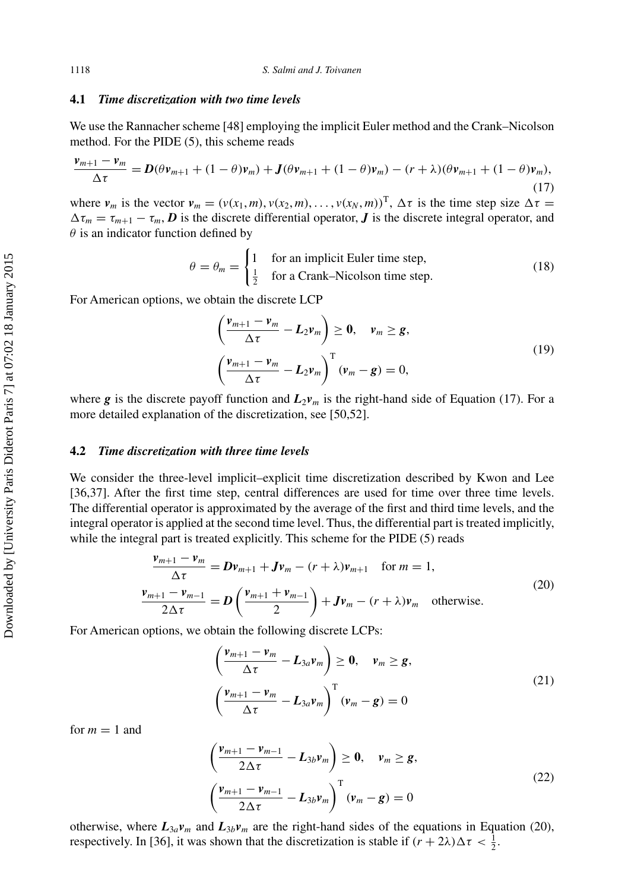### 4.1 *Time discretization with two time levels*

We use the Rannacher scheme [48] employing the implicit Euler method and the Crank–Nicolson method. For the PIDE (5), this scheme reads

$$\frac{\boldsymbol{v}_{m+1} - \boldsymbol{v}_m}{\Delta\tau} = \boldsymbol{D}(\theta\boldsymbol{v}_{m+1} + (1-\theta)\boldsymbol{v}_m) + \boldsymbol{J}(\theta\boldsymbol{v}_{m+1} + (1-\theta)\boldsymbol{v}_m) - (r+\lambda)(\theta\boldsymbol{v}_{m+1} + (1-\theta)\boldsymbol{v}_m), \tag{17}$$

where $\boldsymbol{v}_m$ is the vector $\boldsymbol{v}_m = (v(x_1, m), v(x_2, m), \ldots, v(x_N, m))^{\mathrm{T}}$, $\Delta\tau$ is the time step size $\Delta\tau = \Delta\tau_m = \tau_{m+1} - \tau_m$, $\boldsymbol{D}$ is the discrete differential operator, $\boldsymbol{J}$ is the discrete integral operator, and $\theta$ is an indicator function defined by

$$\theta = \theta_m = \begin{cases} 1 & \text{for an implicit Euler time step,} \\ \frac{1}{2} & \text{for a Crank–Nicolson time step.} \end{cases} \tag{18}$$

For American options, we obtain the discrete LCP

$$\begin{aligned} &\left(\frac{\boldsymbol{v}_{m+1} - \boldsymbol{v}_m}{\Delta\tau} - \boldsymbol{L}_2\boldsymbol{v}_m\right) \geq \boldsymbol{0}, \quad \boldsymbol{v}_m \geq \boldsymbol{g}, \\ &\left(\frac{\boldsymbol{v}_{m+1} - \boldsymbol{v}_m}{\Delta\tau} - \boldsymbol{L}_2\boldsymbol{v}_m\right)^{\mathrm{T}} (\boldsymbol{v}_m - \boldsymbol{g}) = 0, \end{aligned} \tag{19}$$

where $\boldsymbol{g}$ is the discrete payoff function and $\boldsymbol{L}_2\boldsymbol{v}_m$ is the right-hand side of Equation (17). For a more detailed explanation of the discretization, see [50,52].

### 4.2 *Time discretization with three time levels*

We consider the three-level implicit–explicit time discretization described by Kwon and Lee [36,37]. After the first time step, central differences are used for time over three time levels. The differential operator is approximated by the average of the first and third time levels, and the integral operator is applied at the second time level. Thus, the differential part is treated implicitly, while the integral part is treated explicitly. This scheme for the PIDE (5) reads

$$\begin{aligned} \frac{\boldsymbol{v}_{m+1} - \boldsymbol{v}_m}{\Delta\tau} &= \boldsymbol{D}\boldsymbol{v}_{m+1} + \boldsymbol{J}\boldsymbol{v}_m - (r+\lambda)\boldsymbol{v}_{m+1} \quad \text{for } m = 1, \\ \frac{\boldsymbol{v}_{m+1} - \boldsymbol{v}_{m-1}}{2\Delta\tau} &= \boldsymbol{D}\left(\frac{\boldsymbol{v}_{m+1} + \boldsymbol{v}_{m-1}}{2}\right) + \boldsymbol{J}\boldsymbol{v}_m - (r+\lambda)\boldsymbol{v}_m \quad \text{otherwise.} \end{aligned} \tag{20}$$

For American options, we obtain the following discrete LCPs:

$$\begin{aligned} &\left(\frac{\boldsymbol{v}_{m+1} - \boldsymbol{v}_m}{\Delta\tau} - \boldsymbol{L}_{3a}\boldsymbol{v}_m\right) \geq \boldsymbol{0}, \quad \boldsymbol{v}_m \geq \boldsymbol{g}, \\ &\left(\frac{\boldsymbol{v}_{m+1} - \boldsymbol{v}_m}{\Delta\tau} - \boldsymbol{L}_{3a}\boldsymbol{v}_m\right)^{\mathrm{T}} (\boldsymbol{v}_m - \boldsymbol{g}) = 0 \end{aligned} \tag{21}$$

for $m = 1$ and

$$\begin{aligned} &\left(\frac{\boldsymbol{v}_{m+1} - \boldsymbol{v}_{m-1}}{2\Delta\tau} - \boldsymbol{L}_{3b}\boldsymbol{v}_m\right) \geq \boldsymbol{0}, \quad \boldsymbol{v}_m \geq \boldsymbol{g}, \\ &\left(\frac{\boldsymbol{v}_{m+1} - \boldsymbol{v}_{m-1}}{2\Delta\tau} - \boldsymbol{L}_{3b}\boldsymbol{v}_m\right)^{\mathrm{T}} (\boldsymbol{v}_m - \boldsymbol{g}) = 0 \end{aligned} \tag{22}$$

otherwise, where $\boldsymbol{L}_{3a}\boldsymbol{v}_m$ and $\boldsymbol{L}_{3b}\boldsymbol{v}_m$ are the right-hand sides of the equations in Equation (20), respectively. In [36], it was shown that the discretization is stable if $(r + 2\lambda)\Delta\tau < \frac{1}{2}$.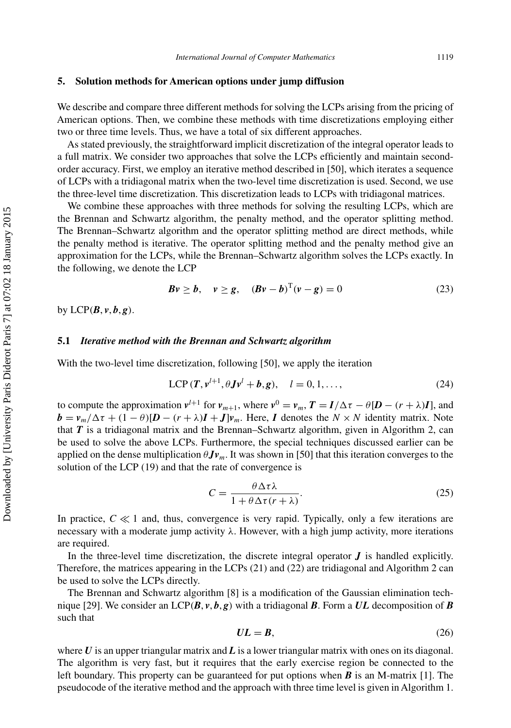## 5. Solution methods for American options under jump diffusion

We describe and compare three different methods for solving the LCPs arising from the pricing of American options. Then, we combine these methods with time discretizations employing either two or three time levels. Thus, we have a total of six different approaches.

As stated previously, the straightforward implicit discretization of the integral operator leads to a full matrix. We consider two approaches that solve the LCPs efficiently and maintain second-order accuracy. First, we employ an iterative method described in [50], which iterates a sequence of LCPs with a tridiagonal matrix when the two-level time discretization is used. Second, we use the three-level time discretization. This discretization leads to LCPs with tridiagonal matrices.

We combine these approaches with three methods for solving the resulting LCPs, which are the Brennan and Schwartz algorithm, the penalty method, and the operator splitting method. The Brennan–Schwartz algorithm and the operator splitting method are direct methods, while the penalty method is iterative. The operator splitting method and the penalty method give an approximation for the LCPs, while the Brennan–Schwartz algorithm solves the LCPs exactly. In the following, we denote the LCP

$$\boldsymbol{B}\boldsymbol{v} \geq \boldsymbol{b}, \quad \boldsymbol{v} \geq \boldsymbol{g}, \quad (\boldsymbol{B}\boldsymbol{v} - \boldsymbol{b})^{\mathrm{T}}(\boldsymbol{v} - \boldsymbol{g}) = 0 \tag{23}$$

by LCP$(\boldsymbol{B}, \boldsymbol{v}, \boldsymbol{b}, \boldsymbol{g})$.

### 5.1 *Iterative method with the Brennan and Schwartz algorithm*

With the two-level time discretization, following [50], we apply the iteration

$$\text{LCP}\,(\boldsymbol{T}, \boldsymbol{v}^{l+1}, \theta \boldsymbol{J}\boldsymbol{v}^{l} + \boldsymbol{b}, \boldsymbol{g}), \quad l = 0, 1, \ldots, \tag{24}$$

to compute the approximation $\boldsymbol{v}^{l+1}$ for $\boldsymbol{v}_{m+1}$, where $\boldsymbol{v}^0 = \boldsymbol{v}_m$, $\boldsymbol{T} = \boldsymbol{I}/\Delta\tau - \theta[\boldsymbol{D} - (r+\lambda)\boldsymbol{I}]$, and $\boldsymbol{b} = \boldsymbol{v}_m/\Delta\tau + (1-\theta)[\boldsymbol{D} - (r+\lambda)\boldsymbol{I} + \boldsymbol{J}]\boldsymbol{v}_m$. Here, $\boldsymbol{I}$ denotes the $N \times N$ identity matrix. Note that $\boldsymbol{T}$ is a tridiagonal matrix and the Brennan–Schwartz algorithm, given in Algorithm 2, can be used to solve the above LCPs. Furthermore, the special techniques discussed earlier can be applied on the dense multiplication $\theta \boldsymbol{J}\boldsymbol{v}_m$. It was shown in [50] that this iteration converges to the solution of the LCP (19) and that the rate of convergence is

$$C = \frac{\theta \Delta\tau \lambda}{1 + \theta \Delta\tau (r+\lambda)}. \tag{25}$$

In practice, $C \ll 1$ and, thus, convergence is very rapid. Typically, only a few iterations are necessary with a moderate jump activity $\lambda$. However, with a high jump activity, more iterations are required.

In the three-level time discretization, the discrete integral operator $\boldsymbol{J}$ is handled explicitly. Therefore, the matrices appearing in the LCPs (21) and (22) are tridiagonal and Algorithm 2 can be used to solve the LCPs directly.

The Brennan and Schwartz algorithm [8] is a modification of the Gaussian elimination technique [29]. We consider an LCP$(\boldsymbol{B}, \boldsymbol{v}, \boldsymbol{b}, \boldsymbol{g})$ with a tridiagonal $\boldsymbol{B}$. Form a $\boldsymbol{UL}$ decomposition of $\boldsymbol{B}$ such that

$$\boldsymbol{UL} = \boldsymbol{B}, \tag{26}$$

where $\boldsymbol{U}$ is an upper triangular matrix and $\boldsymbol{L}$ is a lower triangular matrix with ones on its diagonal. The algorithm is very fast, but it requires that the early exercise region be connected to the left boundary. This property can be guaranteed for put options when $\boldsymbol{B}$ is an M-matrix [1]. The pseudocode of the iterative method and the approach with three time level is given in Algorithm 1.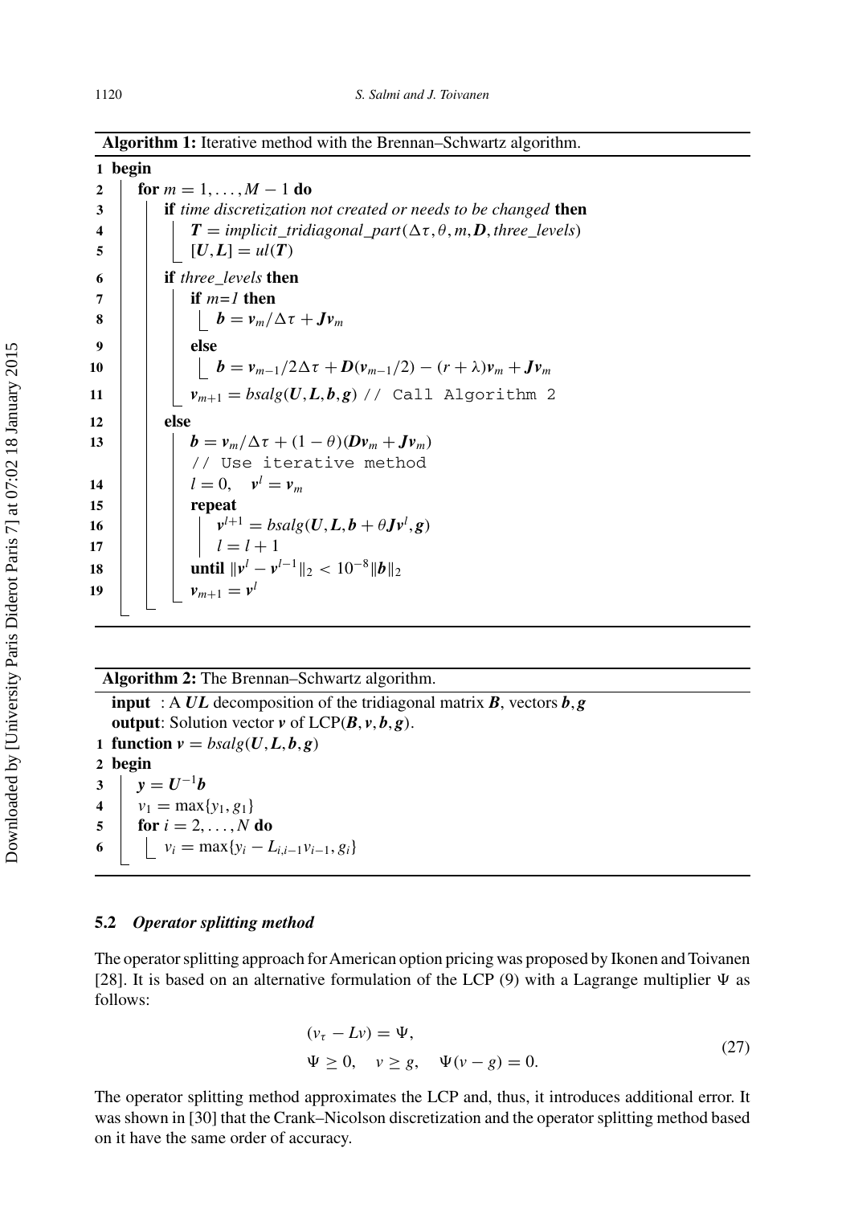**Algorithm 1:** Iterative method with the Brennan–Schwartz algorithm.

```
1  begin
2    for m = 1, ..., M − 1 do
3      if time discretization not created or needs to be changed then
4        T = implicit_tridiagonal_part(Δτ, θ, m, D, three_levels)
5        [U, L] = ul(T)
6      if three_levels then
7        if m=1 then
8          b = v_m/Δτ + J v_m
9        else
10         b = v_{m−1}/2Δτ + D(v_{m−1}/2) − (r + λ)v_m + J v_m
11       v_{m+1} = bsalg(U, L, b, g) // Call Algorithm 2
12     else
13       b = v_m/Δτ + (1 − θ)(D v_m + J v_m)
         // Use iterative method
14       l = 0,  v^l = v_m
15       repeat
16         v^{l+1} = bsalg(U, L, b + θ J v^l, g)
17         l = l + 1
18       until ||v^l − v^{l−1}||_2 < 10^{−8} ||b||_2
19       v_{m+1} = v^l
```

**Algorithm 2:** The Brennan–Schwartz algorithm.

```
input  : A UL decomposition of the tridiagonal matrix B, vectors b, g
output : Solution vector v of LCP(B, v, b, g).
1  function v = bsalg(U, L, b, g)
2  begin
3    y = U^{−1} b
4    v_1 = max{y_1, g_1}
5    for i = 2, ..., N do
6      v_i = max{y_i − L_{i,i−1} v_{i−1}, g_i}
```

### 5.2 *Operator splitting method*

The operator splitting approach for American option pricing was proposed by Ikonen and Toivanen [28]. It is based on an alternative formulation of the LCP (9) with a Lagrange multiplier $\Psi$ as follows:

$$
\begin{aligned}
&(v_\tau - Lv) = \Psi, \\
&\Psi \geq 0, \quad v \geq g, \quad \Psi(v - g) = 0.
\end{aligned}
\tag{27}
$$

The operator splitting method approximates the LCP and, thus, it introduces additional error. It was shown in [30] that the Crank–Nicolson discretization and the operator splitting method based on it have the same order of accuracy.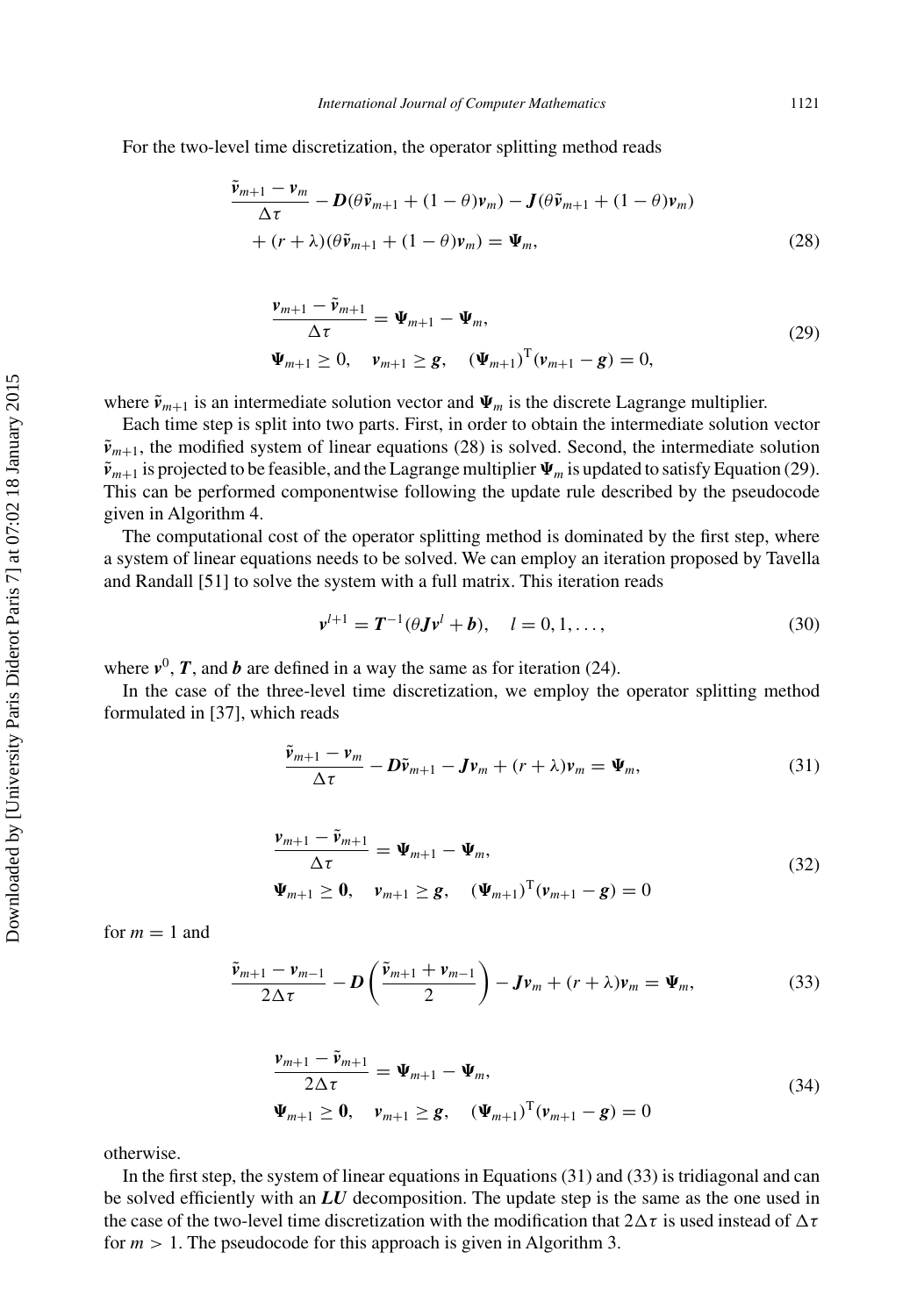For the two-level time discretization, the operator splitting method reads

$$
\begin{aligned}
&\frac{\tilde{\boldsymbol{v}}_{m+1} - \boldsymbol{v}_m}{\Delta\tau} - \boldsymbol{D}(\theta\tilde{\boldsymbol{v}}_{m+1} + (1-\theta)\boldsymbol{v}_m) - \boldsymbol{J}(\theta\tilde{\boldsymbol{v}}_{m+1} + (1-\theta)\boldsymbol{v}_m) \\
&\quad + (r+\lambda)(\theta\tilde{\boldsymbol{v}}_{m+1} + (1-\theta)\boldsymbol{v}_m) = \boldsymbol{\Psi}_m,
\end{aligned}
\tag{28}
$$

$$
\begin{aligned}
&\frac{\boldsymbol{v}_{m+1} - \tilde{\boldsymbol{v}}_{m+1}}{\Delta\tau} = \boldsymbol{\Psi}_{m+1} - \boldsymbol{\Psi}_m, \\
&\boldsymbol{\Psi}_{m+1} \geq 0, \quad \boldsymbol{v}_{m+1} \geq \boldsymbol{g}, \quad (\boldsymbol{\Psi}_{m+1})^{\mathrm{T}}(\boldsymbol{v}_{m+1} - \boldsymbol{g}) = 0,
\end{aligned}
\tag{29}
$$

where $\tilde{\boldsymbol{v}}_{m+1}$ is an intermediate solution vector and $\boldsymbol{\Psi}_m$ is the discrete Lagrange multiplier.

Each time step is split into two parts. First, in order to obtain the intermediate solution vector $\tilde{\boldsymbol{v}}_{m+1}$, the modified system of linear equations (28) is solved. Second, the intermediate solution $\tilde{\boldsymbol{v}}_{m+1}$ is projected to be feasible, and the Lagrange multiplier $\boldsymbol{\Psi}_m$ is updated to satisfy Equation (29). This can be performed componentwise following the update rule described by the pseudocode given in Algorithm 4.

The computational cost of the operator splitting method is dominated by the first step, where a system of linear equations needs to be solved. We can employ an iteration proposed by Tavella and Randall [51] to solve the system with a full matrix. This iteration reads

$$
\boldsymbol{v}^{l+1} = \boldsymbol{T}^{-1}(\theta\boldsymbol{J}\boldsymbol{v}^{l} + \boldsymbol{b}), \quad l = 0, 1, \ldots,
\tag{30}
$$

where $\boldsymbol{v}^0$, $\boldsymbol{T}$, and $\boldsymbol{b}$ are defined in a way the same as for iteration (24).

In the case of the three-level time discretization, we employ the operator splitting method formulated in [37], which reads

$$
\frac{\tilde{\boldsymbol{v}}_{m+1} - \boldsymbol{v}_m}{\Delta\tau} - \boldsymbol{D}\tilde{\boldsymbol{v}}_{m+1} - \boldsymbol{J}\boldsymbol{v}_m + (r+\lambda)\boldsymbol{v}_m = \boldsymbol{\Psi}_m,
\tag{31}
$$

$$
\begin{aligned}
&\frac{\boldsymbol{v}_{m+1} - \tilde{\boldsymbol{v}}_{m+1}}{\Delta\tau} = \boldsymbol{\Psi}_{m+1} - \boldsymbol{\Psi}_m, \\
&\boldsymbol{\Psi}_{m+1} \geq \boldsymbol{0}, \quad \boldsymbol{v}_{m+1} \geq \boldsymbol{g}, \quad (\boldsymbol{\Psi}_{m+1})^{\mathrm{T}}(\boldsymbol{v}_{m+1} - \boldsymbol{g}) = 0
\end{aligned}
\tag{32}
$$

for $m = 1$ and

$$
\frac{\tilde{\boldsymbol{v}}_{m+1} - \boldsymbol{v}_{m-1}}{2\Delta\tau} - \boldsymbol{D}\left(\frac{\tilde{\boldsymbol{v}}_{m+1} + \boldsymbol{v}_{m-1}}{2}\right) - \boldsymbol{J}\boldsymbol{v}_m + (r+\lambda)\boldsymbol{v}_m = \boldsymbol{\Psi}_m,
\tag{33}
$$

$$
\begin{aligned}
&\frac{\boldsymbol{v}_{m+1} - \tilde{\boldsymbol{v}}_{m+1}}{2\Delta\tau} = \boldsymbol{\Psi}_{m+1} - \boldsymbol{\Psi}_m, \\
&\boldsymbol{\Psi}_{m+1} \geq \boldsymbol{0}, \quad \boldsymbol{v}_{m+1} \geq \boldsymbol{g}, \quad (\boldsymbol{\Psi}_{m+1})^{\mathrm{T}}(\boldsymbol{v}_{m+1} - \boldsymbol{g}) = 0
\end{aligned}
\tag{34}
$$

otherwise.

In the first step, the system of linear equations in Equations (31) and (33) is tridiagonal and can be solved efficiently with an $\boldsymbol{LU}$ decomposition. The update step is the same as the one used in the case of the two-level time discretization with the modification that $2\Delta\tau$ is used instead of $\Delta\tau$ for $m > 1$. The pseudocode for this approach is given in Algorithm 3.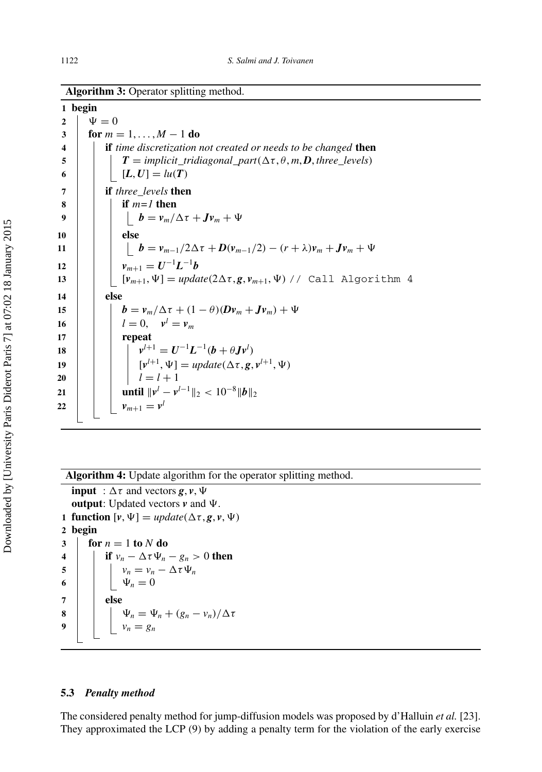**Algorithm 3:** Operator splitting method.

```
1  begin
2      Ψ = 0
3      for m = 1, ..., M − 1 do
4          if time discretization not created or needs to be changed then
5              T = implicit_tridiagonal_part(Δτ, θ, m, D, three_levels)
6              [L, U] = lu(T)
7          if three_levels then
8              if m=1 then
9                  b = v_m/Δτ + J v_m + Ψ
10             else
11                 b = v_{m−1}/2Δτ + D(v_{m−1}/2) − (r + λ) v_m + J v_m + Ψ
12             v_{m+1} = U^{−1} L^{−1} b
13             [v_{m+1}, Ψ] = update(2Δτ, g, v_{m+1}, Ψ) // Call Algorithm 4
14         else
15             b = v_m/Δτ + (1 − θ)(D v_m + J v_m) + Ψ
16             l = 0,   v^l = v_m
17             repeat
18                 v^{l+1} = U^{−1} L^{−1}(b + θ J v^l)
19                 [v^{l+1}, Ψ] = update(Δτ, g, v^{l+1}, Ψ)
20                 l = l + 1
21             until ‖v^l − v^{l−1}‖_2 < 10^{−8} ‖b‖_2
22             v_{m+1} = v^l
```

**Algorithm 4:** Update algorithm for the operator splitting method.

```
input  : Δτ and vectors g, v, Ψ
output : Updated vectors v and Ψ.
1  function [v, Ψ] = update(Δτ, g, v, Ψ)
2  begin
3      for n = 1 to N do
4          if v_n − Δτ Ψ_n − g_n > 0 then
5              v_n = v_n − Δτ Ψ_n
6              Ψ_n = 0
7          else
8              Ψ_n = Ψ_n + (g_n − v_n)/Δτ
9              v_n = g_n
```

### 5.3 *Penalty method*

The considered penalty method for jump-diffusion models was proposed by d'Halluin *et al.* [23]. They approximated the LCP (9) by adding a penalty term for the violation of the early exercise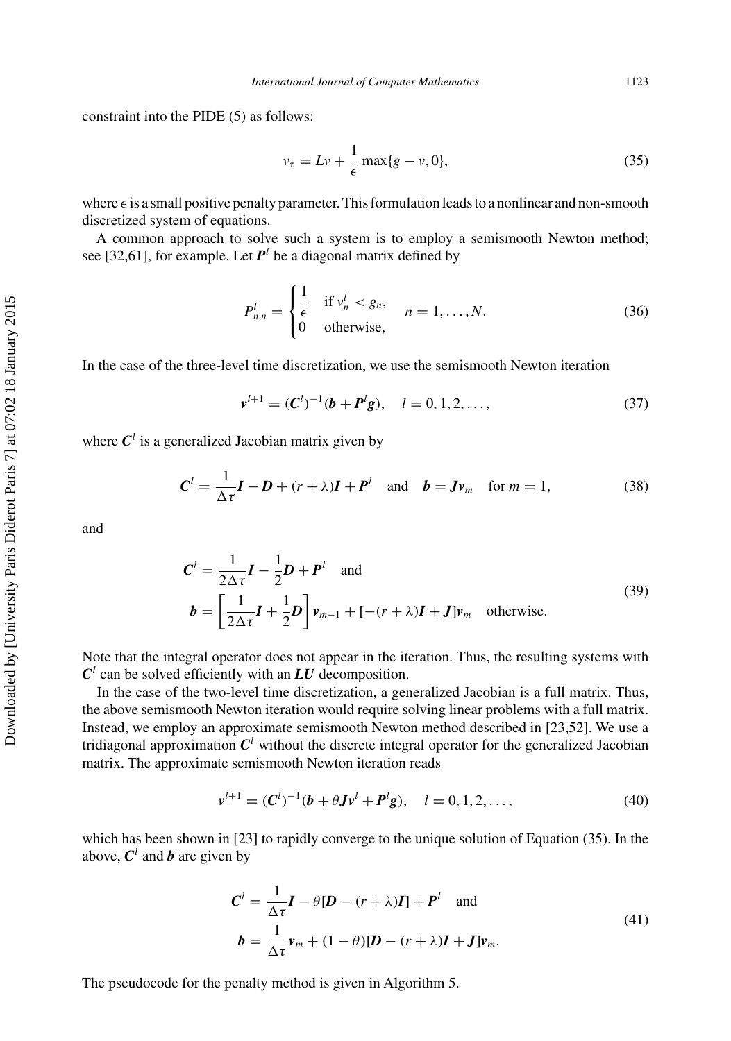constraint into the PIDE (5) as follows:

$$v_\tau = Lv + \frac{1}{\epsilon}\max\{g - v, 0\}, \tag{35}$$

where $\epsilon$ is a small positive penalty parameter. This formulation leads to a nonlinear and non-smooth discretized system of equations.

A common approach to solve such a system is to employ a semismooth Newton method; see [32,61], for example. Let $\boldsymbol{P}^l$ be a diagonal matrix defined by

$$P^l_{n,n} = \begin{cases} \dfrac{1}{\epsilon} & \text{if } v^l_n < g_n, \\ 0 & \text{otherwise,} \end{cases} \quad n = 1, \ldots, N. \tag{36}$$

In the case of the three-level time discretization, we use the semismooth Newton iteration

$$\boldsymbol{v}^{l+1} = (\boldsymbol{C}^l)^{-1}(\boldsymbol{b} + \boldsymbol{P}^l \boldsymbol{g}), \quad l = 0, 1, 2, \ldots, \tag{37}$$

where $\boldsymbol{C}^l$ is a generalized Jacobian matrix given by

$$\boldsymbol{C}^l = \frac{1}{\Delta\tau}\boldsymbol{I} - \boldsymbol{D} + (r + \lambda)\boldsymbol{I} + \boldsymbol{P}^l \quad \text{and} \quad \boldsymbol{b} = \boldsymbol{J}\boldsymbol{v}_m \quad \text{for } m = 1, \tag{38}$$

and

$$\begin{aligned} \boldsymbol{C}^l &= \frac{1}{2\Delta\tau}\boldsymbol{I} - \frac{1}{2}\boldsymbol{D} + \boldsymbol{P}^l \quad \text{and} \\ \boldsymbol{b} &= \left[\frac{1}{2\Delta\tau}\boldsymbol{I} + \frac{1}{2}\boldsymbol{D}\right]\boldsymbol{v}_{m-1} + [-(r + \lambda)\boldsymbol{I} + \boldsymbol{J}]\boldsymbol{v}_m \quad \text{otherwise.} \end{aligned} \tag{39}$$

Note that the integral operator does not appear in the iteration. Thus, the resulting systems with $\boldsymbol{C}^l$ can be solved efficiently with an $\boldsymbol{LU}$ decomposition.

In the case of the two-level time discretization, a generalized Jacobian is a full matrix. Thus, the above semismooth Newton iteration would require solving linear problems with a full matrix. Instead, we employ an approximate semismooth Newton method described in [23,52]. We use a tridiagonal approximation $\boldsymbol{C}^l$ without the discrete integral operator for the generalized Jacobian matrix. The approximate semismooth Newton iteration reads

$$\boldsymbol{v}^{l+1} = (\boldsymbol{C}^l)^{-1}(\boldsymbol{b} + \theta\boldsymbol{J}\boldsymbol{v}^l + \boldsymbol{P}^l\boldsymbol{g}), \quad l = 0, 1, 2, \ldots, \tag{40}$$

which has been shown in [23] to rapidly converge to the unique solution of Equation (35). In the above, $\boldsymbol{C}^l$ and $\boldsymbol{b}$ are given by

$$\begin{aligned} \boldsymbol{C}^l &= \frac{1}{\Delta\tau}\boldsymbol{I} - \theta[\boldsymbol{D} - (r + \lambda)\boldsymbol{I}] + \boldsymbol{P}^l \quad \text{and} \\ \boldsymbol{b} &= \frac{1}{\Delta\tau}\boldsymbol{v}_m + (1 - \theta)[\boldsymbol{D} - (r + \lambda)\boldsymbol{I} + \boldsymbol{J}]\boldsymbol{v}_m. \end{aligned} \tag{41}$$

The pseudocode for the penalty method is given in Algorithm 5.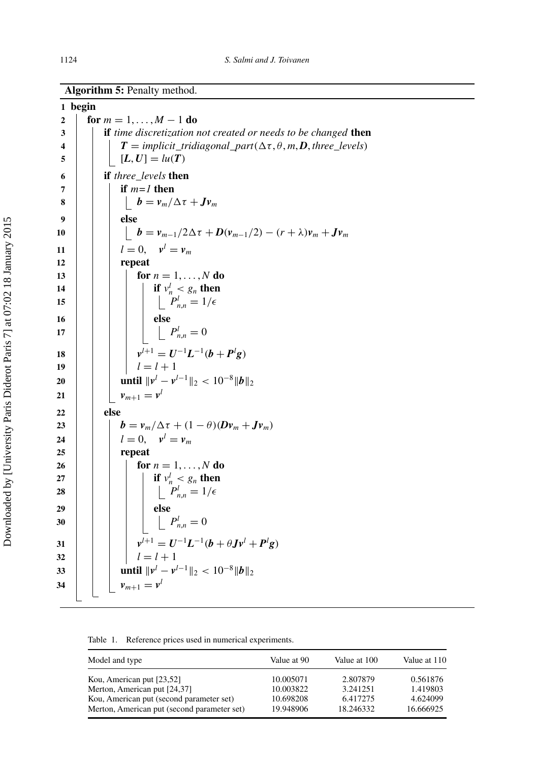**Algorithm 5:** Penalty method.

```
1  begin
2    for m = 1, ..., M − 1 do
3      if time discretization not created or needs to be changed then
4        T = implicit_tridiagonal_part(Δτ, θ, m, D, three_levels)
5        [L, U] = lu(T)
6      if three_levels then
7        if m=1 then
8          b = v_m/Δτ + J v_m
9        else
10         b = v_{m−1}/2Δτ + D(v_{m−1}/2) − (r + λ)v_m + J v_m
11       l = 0,   v^l = v_m
12       repeat
13         for n = 1, ..., N do
14           if v^l_n < g_n then
15             P^l_{n,n} = 1/ε
16           else
17             P^l_{n,n} = 0
18         v^{l+1} = U^{−1} L^{−1} (b + P^l g)
19         l = l + 1
20       until ||v^l − v^{l−1}||_2 < 10^{−8} ||b||_2
21       v_{m+1} = v^l
22     else
23       b = v_m/Δτ + (1 − θ)(D v_m + J v_m)
24       l = 0,   v^l = v_m
25       repeat
26         for n = 1, ..., N do
27           if v^l_n < g_n then
28             P^l_{n,n} = 1/ε
29           else
30             P^l_{n,n} = 0
31         v^{l+1} = U^{−1} L^{−1} (b + θ J v^l + P^l g)
32         l = l + 1
33       until ||v^l − v^{l−1}||_2 < 10^{−8} ||b||_2
34       v_{m+1} = v^l
```

Table 1. Reference prices used in numerical experiments.

| Model and type | Value at 90 | Value at 100 | Value at 110 |
|---|---|---|---|
| Kou, American put [23,52] | 10.005071 | 2.807879 | 0.561876 |
| Merton, American put [24,37] | 10.003822 | 3.241251 | 1.419803 |
| Kou, American put (second parameter set) | 10.698208 | 6.417275 | 4.624099 |
| Merton, American put (second parameter set) | 19.948906 | 18.246332 | 16.666925 |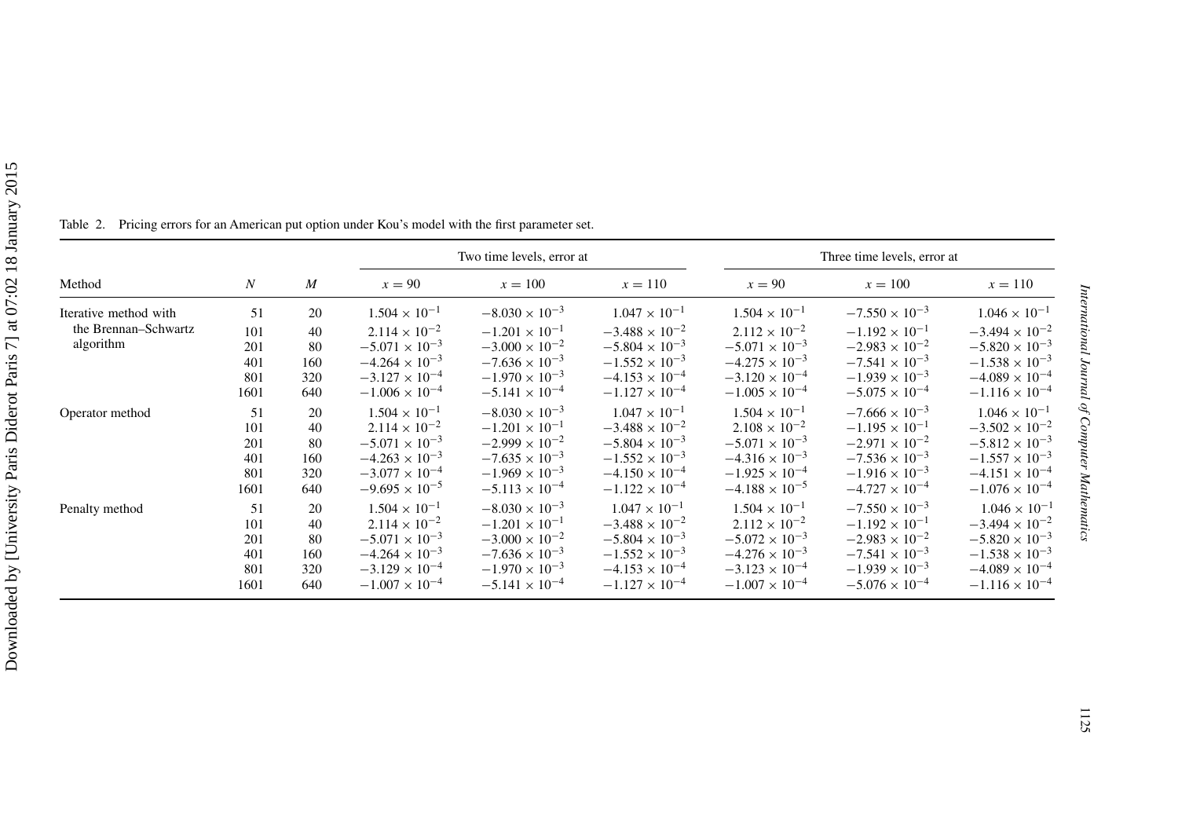Table 2. Pricing errors for an American put option under Kou's model with the first parameter set.

| Method | $N$ | $M$ | Two time levels, error at | | | Three time levels, error at | | |
|---|---|---|---|---|---|---|---|---|
| | | | $x = 90$ | $x = 100$ | $x = 110$ | $x = 90$ | $x = 100$ | $x = 110$ |
| Iterative method with the Brennan–Schwartz algorithm | 51 | 20 | $1.504 \times 10^{-1}$ | $-8.030 \times 10^{-3}$ | $1.047 \times 10^{-1}$ | $1.504 \times 10^{-1}$ | $-7.550 \times 10^{-3}$ | $1.046 \times 10^{-1}$ |
| | 101 | 40 | $2.114 \times 10^{-2}$ | $-1.201 \times 10^{-1}$ | $-3.488 \times 10^{-2}$ | $2.112 \times 10^{-2}$ | $-1.192 \times 10^{-1}$ | $-3.494 \times 10^{-2}$ |
| | 201 | 80 | $-5.071 \times 10^{-3}$ | $-3.000 \times 10^{-2}$ | $-5.804 \times 10^{-3}$ | $-5.071 \times 10^{-3}$ | $-2.983 \times 10^{-2}$ | $-5.820 \times 10^{-3}$ |
| | 401 | 160 | $-4.264 \times 10^{-3}$ | $-7.636 \times 10^{-3}$ | $-1.552 \times 10^{-3}$ | $-4.275 \times 10^{-3}$ | $-7.541 \times 10^{-3}$ | $-1.538 \times 10^{-3}$ |
| | 801 | 320 | $-3.127 \times 10^{-4}$ | $-1.970 \times 10^{-3}$ | $-4.153 \times 10^{-4}$ | $-3.120 \times 10^{-4}$ | $-1.939 \times 10^{-3}$ | $-4.089 \times 10^{-4}$ |
| | 1601 | 640 | $-1.006 \times 10^{-4}$ | $-5.141 \times 10^{-4}$ | $-1.127 \times 10^{-4}$ | $-1.005 \times 10^{-4}$ | $-5.075 \times 10^{-4}$ | $-1.116 \times 10^{-4}$ |
| Operator method | 51 | 20 | $1.504 \times 10^{-1}$ | $-8.030 \times 10^{-3}$ | $1.047 \times 10^{-1}$ | $1.504 \times 10^{-1}$ | $-7.666 \times 10^{-3}$ | $1.046 \times 10^{-1}$ |
| | 101 | 40 | $2.114 \times 10^{-2}$ | $-1.201 \times 10^{-1}$ | $-3.488 \times 10^{-2}$ | $2.108 \times 10^{-2}$ | $-1.195 \times 10^{-1}$ | $-3.502 \times 10^{-2}$ |
| | 201 | 80 | $-5.071 \times 10^{-3}$ | $-2.999 \times 10^{-2}$ | $-5.804 \times 10^{-3}$ | $-5.071 \times 10^{-3}$ | $-2.971 \times 10^{-2}$ | $-5.812 \times 10^{-3}$ |
| | 401 | 160 | $-4.263 \times 10^{-3}$ | $-7.635 \times 10^{-3}$ | $-1.552 \times 10^{-3}$ | $-4.316 \times 10^{-3}$ | $-7.536 \times 10^{-3}$ | $-1.557 \times 10^{-3}$ |
| | 801 | 320 | $-3.077 \times 10^{-4}$ | $-1.969 \times 10^{-3}$ | $-4.150 \times 10^{-4}$ | $-1.925 \times 10^{-4}$ | $-1.916 \times 10^{-3}$ | $-4.151 \times 10^{-4}$ |
| | 1601 | 640 | $-9.695 \times 10^{-5}$ | $-5.113 \times 10^{-4}$ | $-1.122 \times 10^{-4}$ | $-4.188 \times 10^{-5}$ | $-4.727 \times 10^{-4}$ | $-1.076 \times 10^{-4}$ |
| Penalty method | 51 | 20 | $1.504 \times 10^{-1}$ | $-8.030 \times 10^{-3}$ | $1.047 \times 10^{-1}$ | $1.504 \times 10^{-1}$ | $-7.550 \times 10^{-3}$ | $1.046 \times 10^{-1}$ |
| | 101 | 40 | $2.114 \times 10^{-2}$ | $-1.201 \times 10^{-1}$ | $-3.488 \times 10^{-2}$ | $2.112 \times 10^{-2}$ | $-1.192 \times 10^{-1}$ | $-3.494 \times 10^{-2}$ |
| | 201 | 80 | $-5.071 \times 10^{-3}$ | $-3.000 \times 10^{-2}$ | $-5.804 \times 10^{-3}$ | $-5.072 \times 10^{-3}$ | $-2.983 \times 10^{-2}$ | $-5.820 \times 10^{-3}$ |
| | 401 | 160 | $-4.264 \times 10^{-3}$ | $-7.636 \times 10^{-3}$ | $-1.552 \times 10^{-3}$ | $-4.276 \times 10^{-3}$ | $-7.541 \times 10^{-3}$ | $-1.538 \times 10^{-3}$ |
| | 801 | 320 | $-3.129 \times 10^{-4}$ | $-1.970 \times 10^{-3}$ | $-4.153 \times 10^{-4}$ | $-3.123 \times 10^{-4}$ | $-1.939 \times 10^{-3}$ | $-4.089 \times 10^{-4}$ |
| | 1601 | 640 | $-1.007 \times 10^{-4}$ | $-5.141 \times 10^{-4}$ | $-1.127 \times 10^{-4}$ | $-1.007 \times 10^{-4}$ | $-5.076 \times 10^{-4}$ | $-1.116 \times 10^{-4}$ |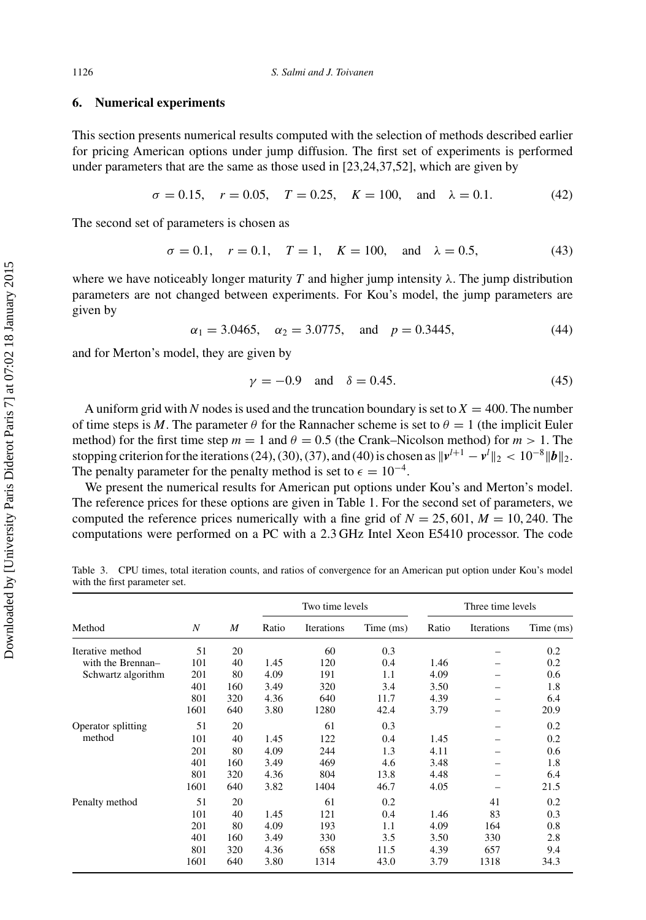## 6. Numerical experiments

This section presents numerical results computed with the selection of methods described earlier for pricing American options under jump diffusion. The first set of experiments is performed under parameters that are the same as those used in [23,24,37,52], which are given by

$$\sigma = 0.15, \quad r = 0.05, \quad T = 0.25, \quad K = 100, \quad \text{and} \quad \lambda = 0.1. \tag{42}$$

The second set of parameters is chosen as

$$\sigma = 0.1, \quad r = 0.1, \quad T = 1, \quad K = 100, \quad \text{and} \quad \lambda = 0.5, \tag{43}$$

where we have noticeably longer maturity $T$ and higher jump intensity $\lambda$. The jump distribution parameters are not changed between experiments. For Kou's model, the jump parameters are given by

$$\alpha_1 = 3.0465, \quad \alpha_2 = 3.0775, \quad \text{and} \quad p = 0.3445, \tag{44}$$

and for Merton's model, they are given by

$$\gamma = -0.9 \quad \text{and} \quad \delta = 0.45. \tag{45}$$

A uniform grid with $N$ nodes is used and the truncation boundary is set to $X = 400$. The number of time steps is $M$. The parameter $\theta$ for the Rannacher scheme is set to $\theta = 1$ (the implicit Euler method) for the first time step $m = 1$ and $\theta = 0.5$ (the Crank–Nicolson method) for $m > 1$. The stopping criterion for the iterations (24), (30), (37), and (40) is chosen as $\|\boldsymbol{v}^{l+1} - \boldsymbol{v}^{l}\|_2 < 10^{-8}\|\boldsymbol{b}\|_2$. The penalty parameter for the penalty method is set to $\epsilon = 10^{-4}$.

We present the numerical results for American put options under Kou's and Merton's model. The reference prices for these options are given in Table 1. For the second set of parameters, we computed the reference prices numerically with a fine grid of $N = 25,601$, $M = 10,240$. The computations were performed on a PC with a 2.3 GHz Intel Xeon E5410 processor. The code

Table 3. CPU times, total iteration counts, and ratios of convergence for an American put option under Kou's model with the first parameter set.

| Method | $N$ | $M$ | Two time levels | | | Three time levels | | |
|---|---|---|---|---|---|---|---|---|
| | | | Ratio | Iterations | Time (ms) | Ratio | Iterations | Time (ms) |
| Iterative method with the Brennan–Schwartz algorithm | 51 | 20 | | 60 | 0.3 | | – | 0.2 |
| | 101 | 40 | 1.45 | 120 | 0.4 | 1.46 | – | 0.2 |
| | 201 | 80 | 4.09 | 191 | 1.1 | 4.09 | – | 0.6 |
| | 401 | 160 | 3.49 | 320 | 3.4 | 3.50 | – | 1.8 |
| | 801 | 320 | 4.36 | 640 | 11.7 | 4.39 | – | 6.4 |
| | 1601 | 640 | 3.80 | 1280 | 42.4 | 3.79 | – | 20.9 |
| Operator splitting method | 51 | 20 | | 61 | 0.3 | | – | 0.2 |
| | 101 | 40 | 1.45 | 122 | 0.4 | 1.45 | – | 0.2 |
| | 201 | 80 | 4.09 | 244 | 1.3 | 4.11 | – | 0.6 |
| | 401 | 160 | 3.49 | 469 | 4.6 | 3.48 | – | 1.8 |
| | 801 | 320 | 4.36 | 804 | 13.8 | 4.48 | – | 6.4 |
| | 1601 | 640 | 3.82 | 1404 | 46.7 | 4.05 | – | 21.5 |
| Penalty method | 51 | 20 | | 61 | 0.2 | | 41 | 0.2 |
| | 101 | 40 | 1.45 | 121 | 0.4 | 1.46 | 83 | 0.3 |
| | 201 | 80 | 4.09 | 193 | 1.1 | 4.09 | 164 | 0.8 |
| | 401 | 160 | 3.49 | 330 | 3.5 | 3.50 | 330 | 2.8 |
| | 801 | 320 | 4.36 | 658 | 11.5 | 4.39 | 657 | 9.4 |
| | 1601 | 640 | 3.80 | 1314 | 43.0 | 3.79 | 1318 | 34.3 |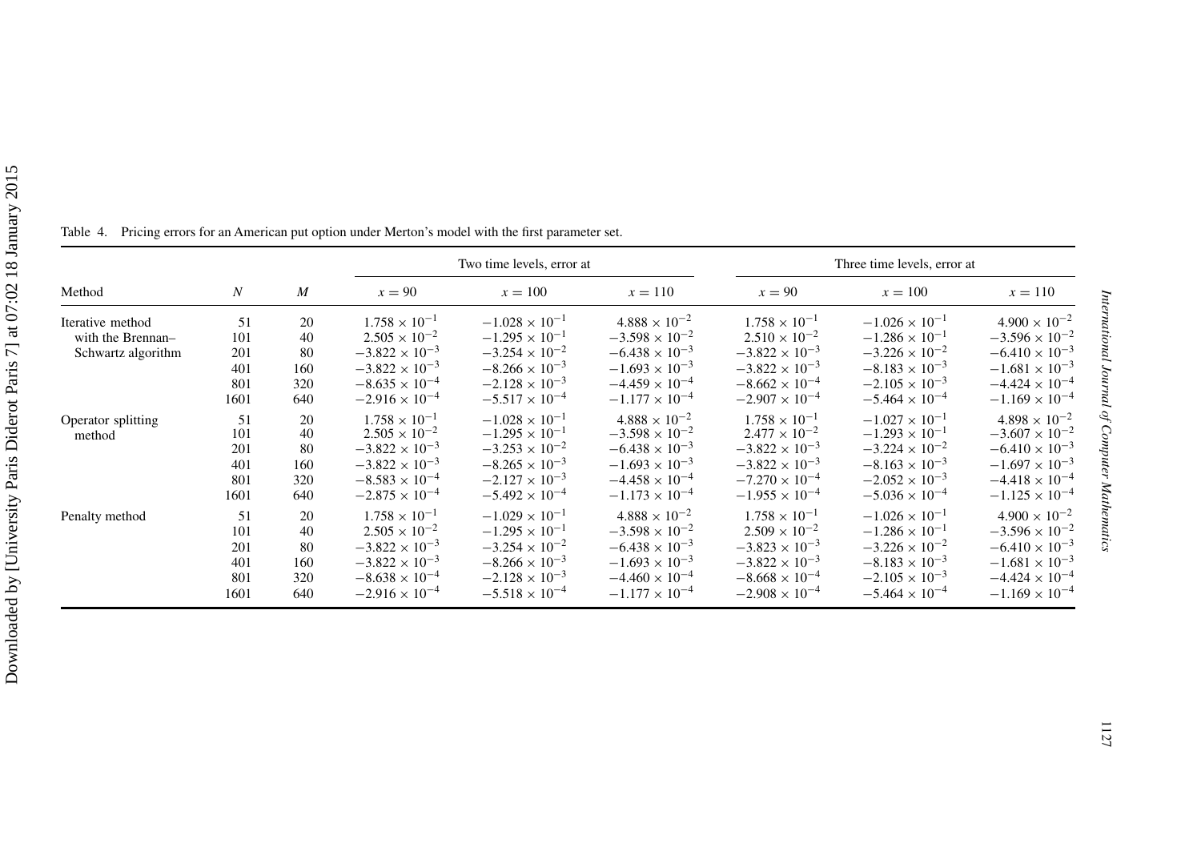Table 4. Pricing errors for an American put option under Merton's model with the first parameter set.

| Method | $N$ | $M$ | Two time levels, error at | | | Three time levels, error at | | |
|---|---|---|---|---|---|---|---|---|
| | | | $x = 90$ | $x = 100$ | $x = 110$ | $x = 90$ | $x = 100$ | $x = 110$ |
| Iterative method with the Brennan–Schwartz algorithm | 51 | 20 | $1.758 \times 10^{-1}$ | $-1.028 \times 10^{-1}$ | $4.888 \times 10^{-2}$ | $1.758 \times 10^{-1}$ | $-1.026 \times 10^{-1}$ | $4.900 \times 10^{-2}$ |
| | 101 | 40 | $2.505 \times 10^{-2}$ | $-1.295 \times 10^{-1}$ | $-3.598 \times 10^{-2}$ | $2.510 \times 10^{-2}$ | $-1.286 \times 10^{-1}$ | $-3.596 \times 10^{-2}$ |
| | 201 | 80 | $-3.822 \times 10^{-3}$ | $-3.254 \times 10^{-2}$ | $-6.438 \times 10^{-3}$ | $-3.822 \times 10^{-3}$ | $-3.226 \times 10^{-2}$ | $-6.410 \times 10^{-3}$ |
| | 401 | 160 | $-3.822 \times 10^{-3}$ | $-8.266 \times 10^{-3}$ | $-1.693 \times 10^{-3}$ | $-3.822 \times 10^{-3}$ | $-8.183 \times 10^{-3}$ | $-1.681 \times 10^{-3}$ |
| | 801 | 320 | $-8.635 \times 10^{-4}$ | $-2.128 \times 10^{-3}$ | $-4.459 \times 10^{-4}$ | $-8.662 \times 10^{-4}$ | $-2.105 \times 10^{-3}$ | $-4.424 \times 10^{-4}$ |
| | 1601 | 640 | $-2.916 \times 10^{-4}$ | $-5.517 \times 10^{-4}$ | $-1.177 \times 10^{-4}$ | $-2.907 \times 10^{-4}$ | $-5.464 \times 10^{-4}$ | $-1.169 \times 10^{-4}$ |
| Operator splitting method | 51 | 20 | $1.758 \times 10^{-1}$ | $-1.028 \times 10^{-1}$ | $4.888 \times 10^{-2}$ | $1.758 \times 10^{-1}$ | $-1.027 \times 10^{-1}$ | $4.898 \times 10^{-2}$ |
| | 101 | 40 | $2.505 \times 10^{-2}$ | $-1.295 \times 10^{-1}$ | $-3.598 \times 10^{-2}$ | $2.477 \times 10^{-2}$ | $-1.293 \times 10^{-1}$ | $-3.607 \times 10^{-2}$ |
| | 201 | 80 | $-3.822 \times 10^{-3}$ | $-3.253 \times 10^{-2}$ | $-6.438 \times 10^{-3}$ | $-3.822 \times 10^{-3}$ | $-3.224 \times 10^{-2}$ | $-6.410 \times 10^{-3}$ |
| | 401 | 160 | $-3.822 \times 10^{-3}$ | $-8.265 \times 10^{-3}$ | $-1.693 \times 10^{-3}$ | $-3.822 \times 10^{-3}$ | $-8.163 \times 10^{-3}$ | $-1.697 \times 10^{-3}$ |
| | 801 | 320 | $-8.583 \times 10^{-4}$ | $-2.127 \times 10^{-3}$ | $-4.458 \times 10^{-4}$ | $-7.270 \times 10^{-4}$ | $-2.052 \times 10^{-3}$ | $-4.418 \times 10^{-4}$ |
| | 1601 | 640 | $-2.875 \times 10^{-4}$ | $-5.492 \times 10^{-4}$ | $-1.173 \times 10^{-4}$ | $-1.955 \times 10^{-4}$ | $-5.036 \times 10^{-4}$ | $-1.125 \times 10^{-4}$ |
| Penalty method | 51 | 20 | $1.758 \times 10^{-1}$ | $-1.029 \times 10^{-1}$ | $4.888 \times 10^{-2}$ | $1.758 \times 10^{-1}$ | $-1.026 \times 10^{-1}$ | $4.900 \times 10^{-2}$ |
| | 101 | 40 | $2.505 \times 10^{-2}$ | $-1.295 \times 10^{-1}$ | $-3.598 \times 10^{-2}$ | $2.509 \times 10^{-2}$ | $-1.286 \times 10^{-1}$ | $-3.596 \times 10^{-2}$ |
| | 201 | 80 | $-3.822 \times 10^{-3}$ | $-3.254 \times 10^{-2}$ | $-6.438 \times 10^{-3}$ | $-3.823 \times 10^{-3}$ | $-3.226 \times 10^{-2}$ | $-6.410 \times 10^{-3}$ |
| | 401 | 160 | $-3.822 \times 10^{-3}$ | $-8.266 \times 10^{-3}$ | $-1.693 \times 10^{-3}$ | $-3.822 \times 10^{-3}$ | $-8.183 \times 10^{-3}$ | $-1.681 \times 10^{-3}$ |
| | 801 | 320 | $-8.638 \times 10^{-4}$ | $-2.128 \times 10^{-3}$ | $-4.460 \times 10^{-4}$ | $-8.668 \times 10^{-4}$ | $-2.105 \times 10^{-3}$ | $-4.424 \times 10^{-4}$ |
| | 1601 | 640 | $-2.916 \times 10^{-4}$ | $-5.518 \times 10^{-4}$ | $-1.177 \times 10^{-4}$ | $-2.908 \times 10^{-4}$ | $-5.464 \times 10^{-4}$ | $-1.169 \times 10^{-4}$ |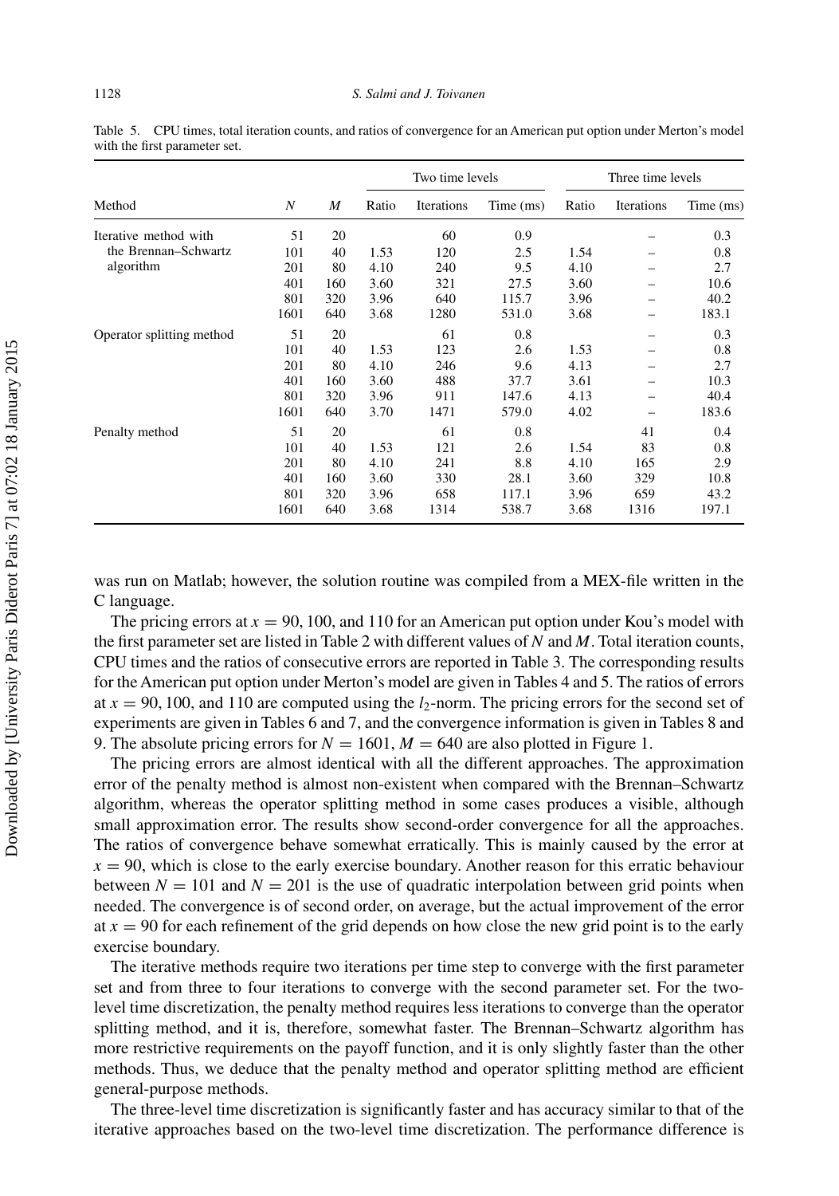Table 5. CPU times, total iteration counts, and ratios of convergence for an American put option under Merton's model with the first parameter set.

| Method | $N$ | $M$ | Two time levels | | | Three time levels | | |
|---|---|---|---|---|---|---|---|---|
| | | | Ratio | Iterations | Time (ms) | Ratio | Iterations | Time (ms) |
| Iterative method with the Brennan–Schwartz algorithm | 51 | 20 | | 60 | 0.9 | | – | 0.3 |
| | 101 | 40 | 1.53 | 120 | 2.5 | 1.54 | – | 0.8 |
| | 201 | 80 | 4.10 | 240 | 9.5 | 4.10 | – | 2.7 |
| | 401 | 160 | 3.60 | 321 | 27.5 | 3.60 | – | 10.6 |
| | 801 | 320 | 3.96 | 640 | 115.7 | 3.96 | – | 40.2 |
| | 1601 | 640 | 3.68 | 1280 | 531.0 | 3.68 | – | 183.1 |
| Operator splitting method | 51 | 20 | | 61 | 0.8 | | – | 0.3 |
| | 101 | 40 | 1.53 | 123 | 2.6 | 1.53 | – | 0.8 |
| | 201 | 80 | 4.10 | 246 | 9.6 | 4.13 | – | 2.7 |
| | 401 | 160 | 3.60 | 488 | 37.7 | 3.61 | – | 10.3 |
| | 801 | 320 | 3.96 | 911 | 147.6 | 4.13 | – | 40.4 |
| | 1601 | 640 | 3.70 | 1471 | 579.0 | 4.02 | – | 183.6 |
| Penalty method | 51 | 20 | | 61 | 0.8 | | 41 | 0.4 |
| | 101 | 40 | 1.53 | 121 | 2.6 | 1.54 | 83 | 0.8 |
| | 201 | 80 | 4.10 | 241 | 8.8 | 4.10 | 165 | 2.9 |
| | 401 | 160 | 3.60 | 330 | 28.1 | 3.60 | 329 | 10.8 |
| | 801 | 320 | 3.96 | 658 | 117.1 | 3.96 | 659 | 43.2 |
| | 1601 | 640 | 3.68 | 1314 | 538.7 | 3.68 | 1316 | 197.1 |

was run on Matlab; however, the solution routine was compiled from a MEX-file written in the C language.

The pricing errors at $x = 90$, 100, and 110 for an American put option under Kou's model with the first parameter set are listed in Table 2 with different values of $N$ and $M$. Total iteration counts, CPU times and the ratios of consecutive errors are reported in Table 3. The corresponding results for the American put option under Merton's model are given in Tables 4 and 5. The ratios of errors at $x = 90, 100$, and 110 are computed using the $l_2$-norm. The pricing errors for the second set of experiments are given in Tables 6 and 7, and the convergence information is given in Tables 8 and 9. The absolute pricing errors for $N = 1601$, $M = 640$ are also plotted in Figure 1.

The pricing errors are almost identical with all the different approaches. The approximation error of the penalty method is almost non-existent when compared with the Brennan–Schwartz algorithm, whereas the operator splitting method in some cases produces a visible, although small approximation error. The results show second-order convergence for all the approaches. The ratios of convergence behave somewhat erratically. This is mainly caused by the error at $x = 90$, which is close to the early exercise boundary. Another reason for this erratic behaviour between $N = 101$ and $N = 201$ is the use of quadratic interpolation between grid points when needed. The convergence is of second order, on average, but the actual improvement of the error at $x = 90$ for each refinement of the grid depends on how close the new grid point is to the early exercise boundary.

The iterative methods require two iterations per time step to converge with the first parameter set and from three to four iterations to converge with the second parameter set. For the two-level time discretization, the penalty method requires less iterations to converge than the operator splitting method, and it is, therefore, somewhat faster. The Brennan–Schwartz algorithm has more restrictive requirements on the payoff function, and it is only slightly faster than the other methods. Thus, we deduce that the penalty method and operator splitting method are efficient general-purpose methods.

The three-level time discretization is significantly faster and has accuracy similar to that of the iterative approaches based on the two-level time discretization. The performance difference is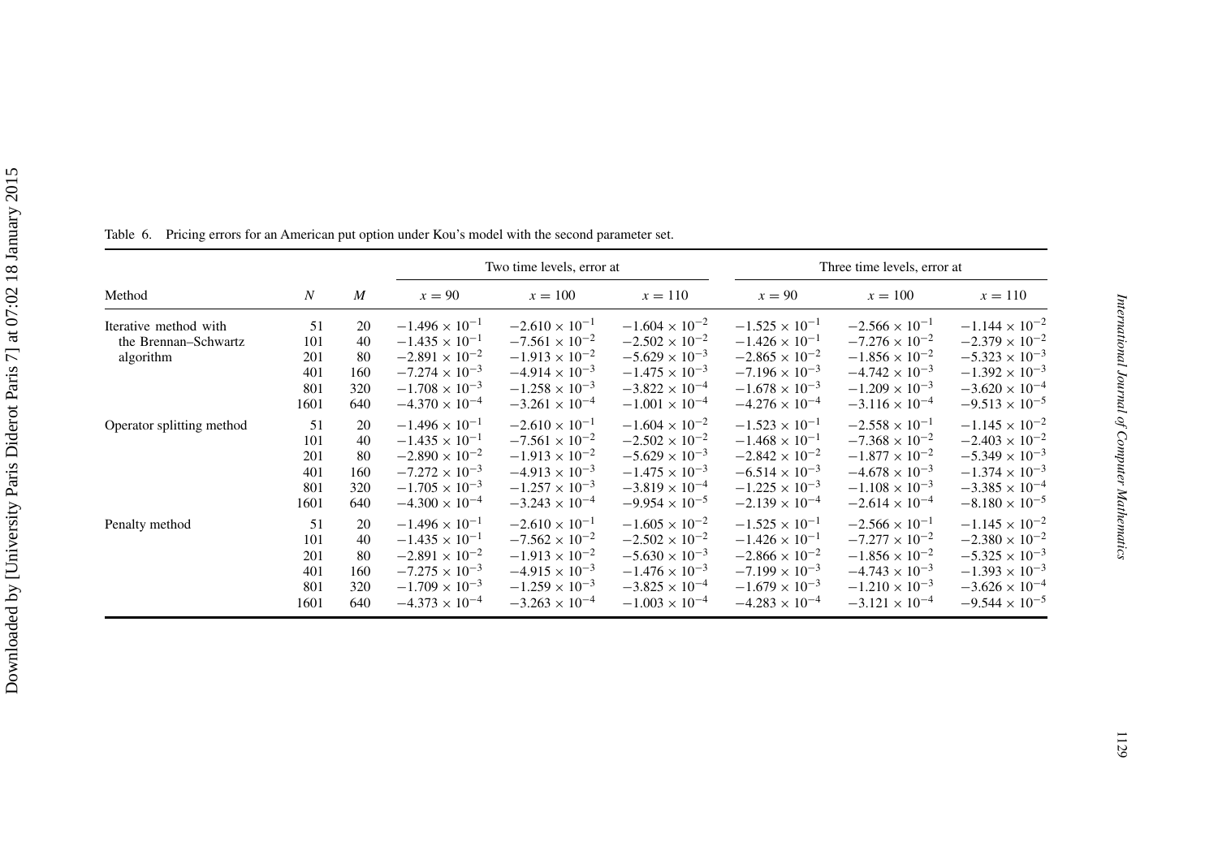Table 6. Pricing errors for an American put option under Kou's model with the second parameter set.

| Method | $N$ | $M$ | Two time levels, error at | | | Three time levels, error at | | |
|---|---|---|---|---|---|---|---|---|
| | | | $x = 90$ | $x = 100$ | $x = 110$ | $x = 90$ | $x = 100$ | $x = 110$ |
| Iterative method with the Brennan–Schwartz algorithm | 51 | 20 | $-1.496 \times 10^{-1}$ | $-2.610 \times 10^{-1}$ | $-1.604 \times 10^{-2}$ | $-1.525 \times 10^{-1}$ | $-2.566 \times 10^{-1}$ | $-1.144 \times 10^{-2}$ |
| | 101 | 40 | $-1.435 \times 10^{-1}$ | $-7.561 \times 10^{-2}$ | $-2.502 \times 10^{-2}$ | $-1.426 \times 10^{-1}$ | $-7.276 \times 10^{-2}$ | $-2.379 \times 10^{-2}$ |
| | 201 | 80 | $-2.891 \times 10^{-2}$ | $-1.913 \times 10^{-2}$ | $-5.629 \times 10^{-3}$ | $-2.865 \times 10^{-2}$ | $-1.856 \times 10^{-2}$ | $-5.323 \times 10^{-3}$ |
| | 401 | 160 | $-7.274 \times 10^{-3}$ | $-4.914 \times 10^{-3}$ | $-1.475 \times 10^{-3}$ | $-7.196 \times 10^{-3}$ | $-4.742 \times 10^{-3}$ | $-1.392 \times 10^{-3}$ |
| | 801 | 320 | $-1.708 \times 10^{-3}$ | $-1.258 \times 10^{-3}$ | $-3.822 \times 10^{-4}$ | $-1.678 \times 10^{-3}$ | $-1.209 \times 10^{-3}$ | $-3.620 \times 10^{-4}$ |
| | 1601 | 640 | $-4.370 \times 10^{-4}$ | $-3.261 \times 10^{-4}$ | $-1.001 \times 10^{-4}$ | $-4.276 \times 10^{-4}$ | $-3.116 \times 10^{-4}$ | $-9.513 \times 10^{-5}$ |
| Operator splitting method | 51 | 20 | $-1.496 \times 10^{-1}$ | $-2.610 \times 10^{-1}$ | $-1.604 \times 10^{-2}$ | $-1.523 \times 10^{-1}$ | $-2.558 \times 10^{-1}$ | $-1.145 \times 10^{-2}$ |
| | 101 | 40 | $-1.435 \times 10^{-1}$ | $-7.561 \times 10^{-2}$ | $-2.502 \times 10^{-2}$ | $-1.468 \times 10^{-1}$ | $-7.368 \times 10^{-2}$ | $-2.403 \times 10^{-2}$ |
| | 201 | 80 | $-2.890 \times 10^{-2}$ | $-1.913 \times 10^{-2}$ | $-5.629 \times 10^{-3}$ | $-2.842 \times 10^{-2}$ | $-1.877 \times 10^{-2}$ | $-5.349 \times 10^{-3}$ |
| | 401 | 160 | $-7.272 \times 10^{-3}$ | $-4.913 \times 10^{-3}$ | $-1.475 \times 10^{-3}$ | $-6.514 \times 10^{-3}$ | $-4.678 \times 10^{-3}$ | $-1.374 \times 10^{-3}$ |
| | 801 | 320 | $-1.705 \times 10^{-3}$ | $-1.257 \times 10^{-3}$ | $-3.819 \times 10^{-4}$ | $-1.225 \times 10^{-3}$ | $-1.108 \times 10^{-3}$ | $-3.385 \times 10^{-4}$ |
| | 1601 | 640 | $-4.300 \times 10^{-4}$ | $-3.243 \times 10^{-4}$ | $-9.954 \times 10^{-5}$ | $-2.139 \times 10^{-4}$ | $-2.614 \times 10^{-4}$ | $-8.180 \times 10^{-5}$ |
| Penalty method | 51 | 20 | $-1.496 \times 10^{-1}$ | $-2.610 \times 10^{-1}$ | $-1.605 \times 10^{-2}$ | $-1.525 \times 10^{-1}$ | $-2.566 \times 10^{-1}$ | $-1.145 \times 10^{-2}$ |
| | 101 | 40 | $-1.435 \times 10^{-1}$ | $-7.562 \times 10^{-2}$ | $-2.502 \times 10^{-2}$ | $-1.426 \times 10^{-1}$ | $-7.277 \times 10^{-2}$ | $-2.380 \times 10^{-2}$ |
| | 201 | 80 | $-2.891 \times 10^{-2}$ | $-1.913 \times 10^{-2}$ | $-5.630 \times 10^{-3}$ | $-2.866 \times 10^{-2}$ | $-1.856 \times 10^{-2}$ | $-5.325 \times 10^{-3}$ |
| | 401 | 160 | $-7.275 \times 10^{-3}$ | $-4.915 \times 10^{-3}$ | $-1.476 \times 10^{-3}$ | $-7.199 \times 10^{-3}$ | $-4.743 \times 10^{-3}$ | $-1.393 \times 10^{-3}$ |
| | 801 | 320 | $-1.709 \times 10^{-3}$ | $-1.259 \times 10^{-3}$ | $-3.825 \times 10^{-4}$ | $-1.679 \times 10^{-3}$ | $-1.210 \times 10^{-3}$ | $-3.626 \times 10^{-4}$ |
| | 1601 | 640 | $-4.373 \times 10^{-4}$ | $-3.263 \times 10^{-4}$ | $-1.003 \times 10^{-4}$ | $-4.283 \times 10^{-4}$ | $-3.121 \times 10^{-4}$ | $-9.544 \times 10^{-5}$ |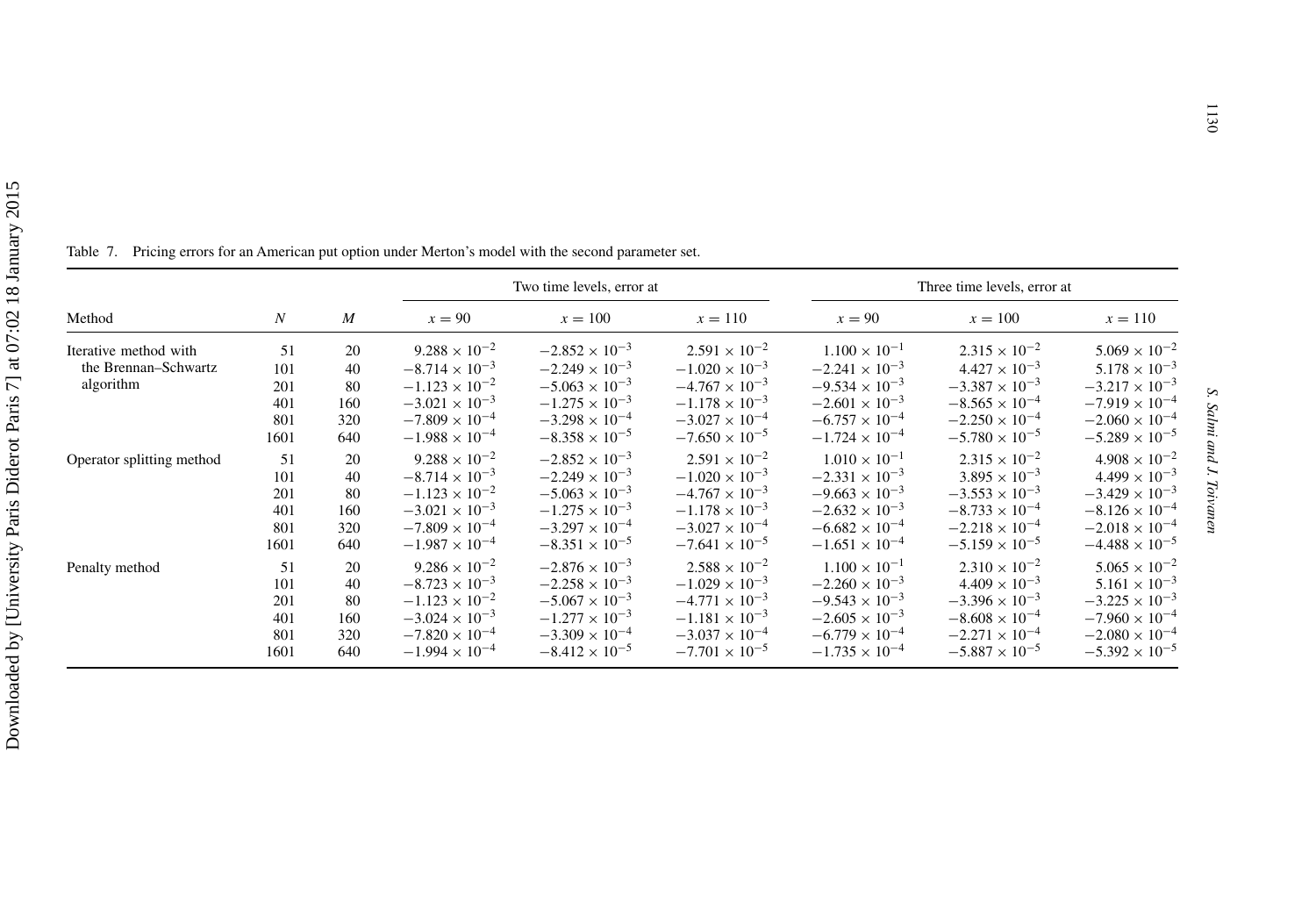Table 7. Pricing errors for an American put option under Merton's model with the second parameter set.

| Method | $N$ | $M$ | Two time levels, error at | | | Three time levels, error at | | |
|---|---|---|---|---|---|---|---|---|
| | | | $x = 90$ | $x = 100$ | $x = 110$ | $x = 90$ | $x = 100$ | $x = 110$ |
| Iterative method with the Brennan–Schwartz algorithm | 51 | 20 | $9.288 \times 10^{-2}$ | $-2.852 \times 10^{-3}$ | $2.591 \times 10^{-2}$ | $1.100 \times 10^{-1}$ | $2.315 \times 10^{-2}$ | $5.069 \times 10^{-2}$ |
| | 101 | 40 | $-8.714 \times 10^{-3}$ | $-2.249 \times 10^{-3}$ | $-1.020 \times 10^{-3}$ | $-2.241 \times 10^{-3}$ | $4.427 \times 10^{-3}$ | $5.178 \times 10^{-3}$ |
| | 201 | 80 | $-1.123 \times 10^{-2}$ | $-5.063 \times 10^{-3}$ | $-4.767 \times 10^{-3}$ | $-9.534 \times 10^{-3}$ | $-3.387 \times 10^{-3}$ | $-3.217 \times 10^{-3}$ |
| | 401 | 160 | $-3.021 \times 10^{-3}$ | $-1.275 \times 10^{-3}$ | $-1.178 \times 10^{-3}$ | $-2.601 \times 10^{-3}$ | $-8.565 \times 10^{-4}$ | $-7.919 \times 10^{-4}$ |
| | 801 | 320 | $-7.809 \times 10^{-4}$ | $-3.298 \times 10^{-4}$ | $-3.027 \times 10^{-4}$ | $-6.757 \times 10^{-4}$ | $-2.250 \times 10^{-4}$ | $-2.060 \times 10^{-4}$ |
| | 1601 | 640 | $-1.988 \times 10^{-4}$ | $-8.358 \times 10^{-5}$ | $-7.650 \times 10^{-5}$ | $-1.724 \times 10^{-4}$ | $-5.780 \times 10^{-5}$ | $-5.289 \times 10^{-5}$ |
| Operator splitting method | 51 | 20 | $9.288 \times 10^{-2}$ | $-2.852 \times 10^{-3}$ | $2.591 \times 10^{-2}$ | $1.010 \times 10^{-1}$ | $2.315 \times 10^{-2}$ | $4.908 \times 10^{-2}$ |
| | 101 | 40 | $-8.714 \times 10^{-3}$ | $-2.249 \times 10^{-3}$ | $-1.020 \times 10^{-3}$ | $-2.331 \times 10^{-3}$ | $3.895 \times 10^{-3}$ | $4.499 \times 10^{-3}$ |
| | 201 | 80 | $-1.123 \times 10^{-2}$ | $-5.063 \times 10^{-3}$ | $-4.767 \times 10^{-3}$ | $-9.663 \times 10^{-3}$ | $-3.553 \times 10^{-3}$ | $-3.429 \times 10^{-3}$ |
| | 401 | 160 | $-3.021 \times 10^{-3}$ | $-1.275 \times 10^{-3}$ | $-1.178 \times 10^{-3}$ | $-2.632 \times 10^{-3}$ | $-8.733 \times 10^{-4}$ | $-8.126 \times 10^{-4}$ |
| | 801 | 320 | $-7.809 \times 10^{-4}$ | $-3.297 \times 10^{-4}$ | $-3.027 \times 10^{-4}$ | $-6.682 \times 10^{-4}$ | $-2.218 \times 10^{-4}$ | $-2.018 \times 10^{-4}$ |
| | 1601 | 640 | $-1.987 \times 10^{-4}$ | $-8.351 \times 10^{-5}$ | $-7.641 \times 10^{-5}$ | $-1.651 \times 10^{-4}$ | $-5.159 \times 10^{-5}$ | $-4.488 \times 10^{-5}$ |
| Penalty method | 51 | 20 | $9.286 \times 10^{-2}$ | $-2.876 \times 10^{-3}$ | $2.588 \times 10^{-2}$ | $1.100 \times 10^{-1}$ | $2.310 \times 10^{-2}$ | $5.065 \times 10^{-2}$ |
| | 101 | 40 | $-8.723 \times 10^{-3}$ | $-2.258 \times 10^{-3}$ | $-1.029 \times 10^{-3}$ | $-2.260 \times 10^{-3}$ | $4.409 \times 10^{-3}$ | $5.161 \times 10^{-3}$ |
| | 201 | 80 | $-1.123 \times 10^{-2}$ | $-5.067 \times 10^{-3}$ | $-4.771 \times 10^{-3}$ | $-9.543 \times 10^{-3}$ | $-3.396 \times 10^{-3}$ | $-3.225 \times 10^{-3}$ |
| | 401 | 160 | $-3.024 \times 10^{-3}$ | $-1.277 \times 10^{-3}$ | $-1.181 \times 10^{-3}$ | $-2.605 \times 10^{-3}$ | $-8.608 \times 10^{-4}$ | $-7.960 \times 10^{-4}$ |
| | 801 | 320 | $-7.820 \times 10^{-4}$ | $-3.309 \times 10^{-4}$ | $-3.037 \times 10^{-4}$ | $-6.779 \times 10^{-4}$ | $-2.271 \times 10^{-4}$ | $-2.080 \times 10^{-4}$ |
| | 1601 | 640 | $-1.994 \times 10^{-4}$ | $-8.412 \times 10^{-5}$ | $-7.701 \times 10^{-5}$ | $-1.735 \times 10^{-4}$ | $-5.887 \times 10^{-5}$ | $-5.392 \times 10^{-5}$ |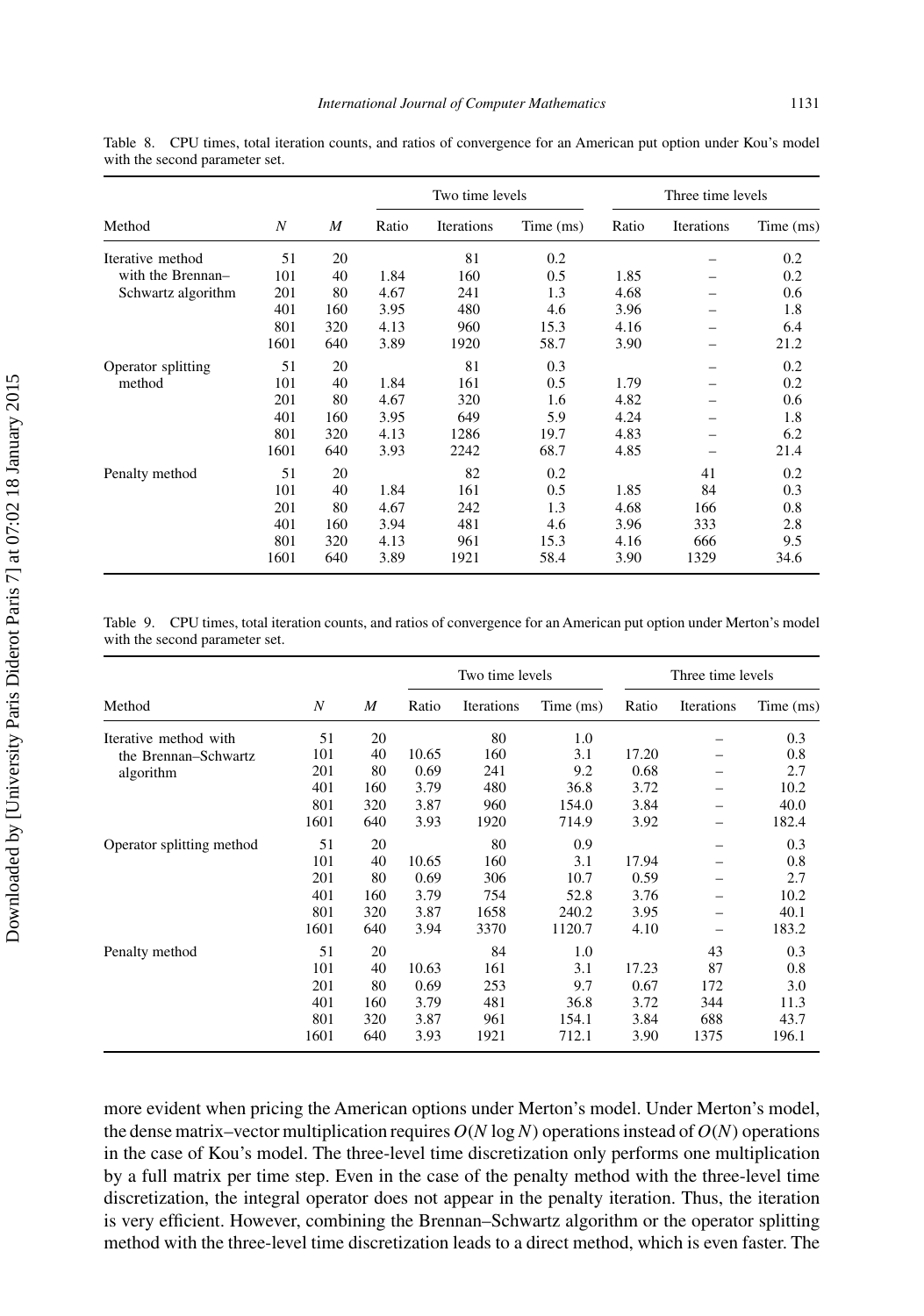Table 8. CPU times, total iteration counts, and ratios of convergence for an American put option under Kou's model with the second parameter set.

| Method | $N$ | $M$ | Two time levels | | | Three time levels | | |
|---|---|---|---|---|---|---|---|---|
| | | | Ratio | Iterations | Time (ms) | Ratio | Iterations | Time (ms) |
| Iterative method with the Brennan–Schwartz algorithm | 51 | 20 | | 81 | 0.2 | | – | 0.2 |
| | 101 | 40 | 1.84 | 160 | 0.5 | 1.85 | – | 0.2 |
| | 201 | 80 | 4.67 | 241 | 1.3 | 4.68 | – | 0.6 |
| | 401 | 160 | 3.95 | 480 | 4.6 | 3.96 | – | 1.8 |
| | 801 | 320 | 4.13 | 960 | 15.3 | 4.16 | – | 6.4 |
| | 1601 | 640 | 3.89 | 1920 | 58.7 | 3.90 | – | 21.2 |
| Operator splitting method | 51 | 20 | | 81 | 0.3 | | – | 0.2 |
| | 101 | 40 | 1.84 | 161 | 0.5 | 1.79 | – | 0.2 |
| | 201 | 80 | 4.67 | 320 | 1.6 | 4.82 | – | 0.6 |
| | 401 | 160 | 3.95 | 649 | 5.9 | 4.24 | – | 1.8 |
| | 801 | 320 | 4.13 | 1286 | 19.7 | 4.83 | – | 6.2 |
| | 1601 | 640 | 3.93 | 2242 | 68.7 | 4.85 | – | 21.4 |
| Penalty method | 51 | 20 | | 82 | 0.2 | | 41 | 0.2 |
| | 101 | 40 | 1.84 | 161 | 0.5 | 1.85 | 84 | 0.3 |
| | 201 | 80 | 4.67 | 242 | 1.3 | 4.68 | 166 | 0.8 |
| | 401 | 160 | 3.94 | 481 | 4.6 | 3.96 | 333 | 2.8 |
| | 801 | 320 | 4.13 | 961 | 15.3 | 4.16 | 666 | 9.5 |
| | 1601 | 640 | 3.89 | 1921 | 58.4 | 3.90 | 1329 | 34.6 |

Table 9. CPU times, total iteration counts, and ratios of convergence for an American put option under Merton's model with the second parameter set.

| Method | $N$ | $M$ | Two time levels | | | Three time levels | | |
|---|---|---|---|---|---|---|---|---|
| | | | Ratio | Iterations | Time (ms) | Ratio | Iterations | Time (ms) |
| Iterative method with the Brennan–Schwartz algorithm | 51 | 20 | | 80 | 1.0 | | – | 0.3 |
| | 101 | 40 | 10.65 | 160 | 3.1 | 17.20 | – | 0.8 |
| | 201 | 80 | 0.69 | 241 | 9.2 | 0.68 | – | 2.7 |
| | 401 | 160 | 3.79 | 480 | 36.8 | 3.72 | – | 10.2 |
| | 801 | 320 | 3.87 | 960 | 154.0 | 3.84 | – | 40.0 |
| | 1601 | 640 | 3.93 | 1920 | 714.9 | 3.92 | – | 182.4 |
| Operator splitting method | 51 | 20 | | 80 | 0.9 | | – | 0.3 |
| | 101 | 40 | 10.65 | 160 | 3.1 | 17.94 | – | 0.8 |
| | 201 | 80 | 0.69 | 306 | 10.7 | 0.59 | – | 2.7 |
| | 401 | 160 | 3.79 | 754 | 52.8 | 3.76 | – | 10.2 |
| | 801 | 320 | 3.87 | 1658 | 240.2 | 3.95 | – | 40.1 |
| | 1601 | 640 | 3.94 | 3370 | 1120.7 | 4.10 | – | 183.2 |
| Penalty method | 51 | 20 | | 84 | 1.0 | | 43 | 0.3 |
| | 101 | 40 | 10.63 | 161 | 3.1 | 17.23 | 87 | 0.8 |
| | 201 | 80 | 0.69 | 253 | 9.7 | 0.67 | 172 | 3.0 |
| | 401 | 160 | 3.79 | 481 | 36.8 | 3.72 | 344 | 11.3 |
| | 801 | 320 | 3.87 | 961 | 154.1 | 3.84 | 688 | 43.7 |
| | 1601 | 640 | 3.93 | 1921 | 712.1 | 3.90 | 1375 | 196.1 |

more evident when pricing the American options under Merton's model. Under Merton's model, the dense matrix–vector multiplication requires $O(N \log N)$ operations instead of $O(N)$ operations in the case of Kou's model. The three-level time discretization only performs one multiplication by a full matrix per time step. Even in the case of the penalty method with the three-level time discretization, the integral operator does not appear in the penalty iteration. Thus, the iteration is very efficient. However, combining the Brennan–Schwartz algorithm or the operator splitting method with the three-level time discretization leads to a direct method, which is even faster. The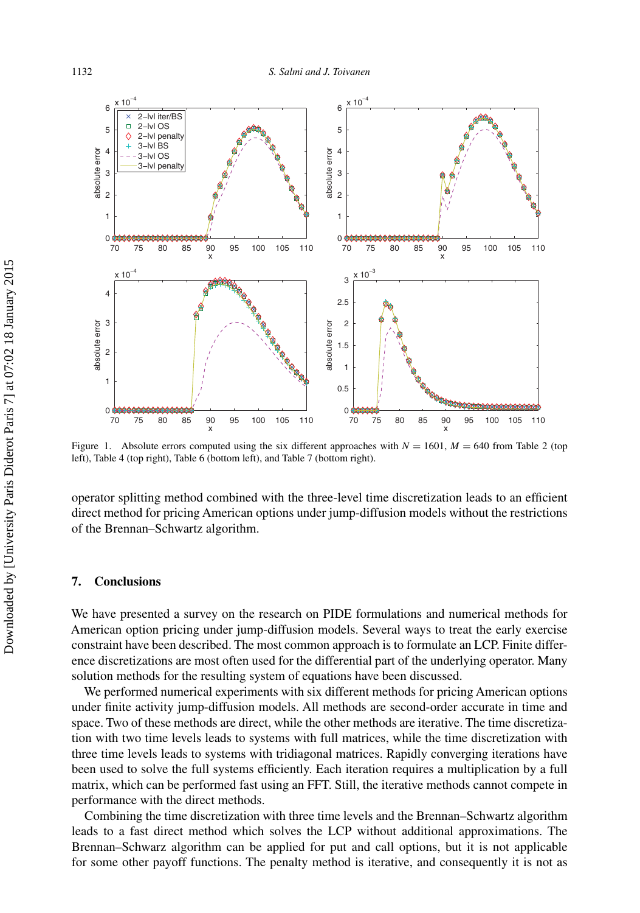Figure 1. Absolute errors computed using the six different approaches with $N = 1601$, $M = 640$ from Table 2 (top left), Table 4 (top right), Table 6 (bottom left), and Table 7 (bottom right).

operator splitting method combined with the three-level time discretization leads to an efficient direct method for pricing American options under jump-diffusion models without the restrictions of the Brennan–Schwartz algorithm.

## 7. Conclusions

We have presented a survey on the research on PIDE formulations and numerical methods for American option pricing under jump-diffusion models. Several ways to treat the early exercise constraint have been described. The most common approach is to formulate an LCP. Finite difference discretizations are most often used for the differential part of the underlying operator. Many solution methods for the resulting system of equations have been discussed.

We performed numerical experiments with six different methods for pricing American options under finite activity jump-diffusion models. All methods are second-order accurate in time and space. Two of these methods are direct, while the other methods are iterative. The time discretization with two time levels leads to systems with full matrices, while the time discretization with three time levels leads to systems with tridiagonal matrices. Rapidly converging iterations have been used to solve the full systems efficiently. Each iteration requires a multiplication by a full matrix, which can be performed fast using an FFT. Still, the iterative methods cannot compete in performance with the direct methods.

Combining the time discretization with three time levels and the Brennan–Schwartz algorithm leads to a fast direct method which solves the LCP without additional approximations. The Brennan–Schwarz algorithm can be applied for put and call options, but it is not applicable for some other payoff functions. The penalty method is iterative, and consequently it is not as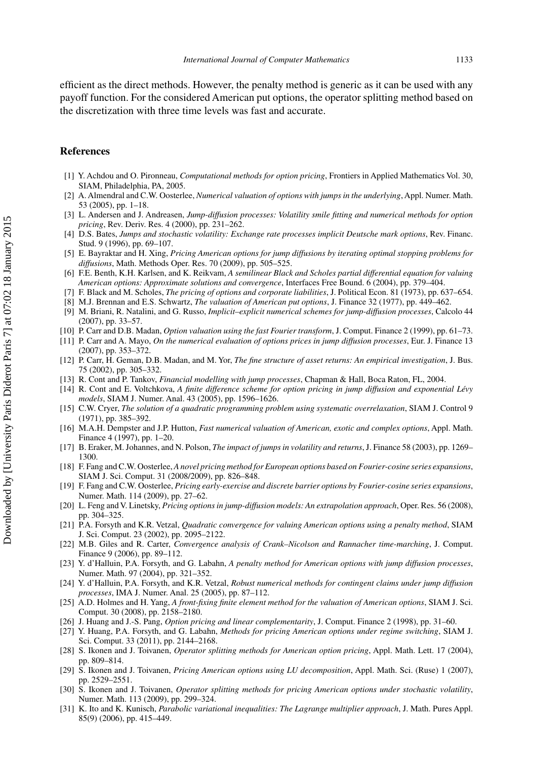efficient as the direct methods. However, the penalty method is generic as it can be used with any payoff function. For the considered American put options, the operator splitting method based on the discretization with three time levels was fast and accurate.

## References

[1] Y. Achdou and O. Pironneau, *Computational methods for option pricing*, Frontiers in Applied Mathematics Vol. 30, SIAM, Philadelphia, PA, 2005.

[2] A. Almendral and C.W. Oosterlee, *Numerical valuation of options with jumps in the underlying*, Appl. Numer. Math. 53 (2005), pp. 1–18.

[3] L. Andersen and J. Andreasen, *Jump-diffusion processes: Volatility smile fitting and numerical methods for option pricing*, Rev. Deriv. Res. 4 (2000), pp. 231–262.

[4] D.S. Bates, *Jumps and stochastic volatility: Exchange rate processes implicit Deutsche mark options*, Rev. Financ. Stud. 9 (1996), pp. 69–107.

[5] E. Bayraktar and H. Xing, *Pricing American options for jump diffusions by iterating optimal stopping problems for diffusions*, Math. Methods Oper. Res. 70 (2009), pp. 505–525.

[6] F.E. Benth, K.H. Karlsen, and K. Reikvam, *A semilinear Black and Scholes partial differential equation for valuing American options: Approximate solutions and convergence*, Interfaces Free Bound. 6 (2004), pp. 379–404.

[7] F. Black and M. Scholes, *The pricing of options and corporate liabilities*, J. Political Econ. 81 (1973), pp. 637–654.

[8] M.J. Brennan and E.S. Schwartz, *The valuation of American put options*, J. Finance 32 (1977), pp. 449–462.

[9] M. Briani, R. Natalini, and G. Russo, *Implicit–explicit numerical schemes for jump-diffusion processes*, Calcolo 44 (2007), pp. 33–57.

[10] P. Carr and D.B. Madan, *Option valuation using the fast Fourier transform*, J. Comput. Finance 2 (1999), pp. 61–73.

[11] P. Carr and A. Mayo, *On the numerical evaluation of options prices in jump diffusion processes*, Eur. J. Finance 13 (2007), pp. 353–372.

[12] P. Carr, H. Geman, D.B. Madan, and M. Yor, *The fine structure of asset returns: An empirical investigation*, J. Bus. 75 (2002), pp. 305–332.

[13] R. Cont and P. Tankov, *Financial modelling with jump processes*, Chapman & Hall, Boca Raton, FL, 2004.

[14] R. Cont and E. Voltchkova, *A finite difference scheme for option pricing in jump diffusion and exponential Lévy models*, SIAM J. Numer. Anal. 43 (2005), pp. 1596–1626.

[15] C.W. Cryer, *The solution of a quadratic programming problem using systematic overrelaxation*, SIAM J. Control 9 (1971), pp. 385–392.

[16] M.A.H. Dempster and J.P. Hutton, *Fast numerical valuation of American, exotic and complex options*, Appl. Math. Finance 4 (1997), pp. 1–20.

[17] B. Eraker, M. Johannes, and N. Polson, *The impact of jumps in volatility and returns*, J. Finance 58 (2003), pp. 1269–1300.

[18] F. Fang and C.W. Oosterlee, *A novel pricing method for European options based on Fourier-cosine series expansions*, SIAM J. Sci. Comput. 31 (2008/2009), pp. 826–848.

[19] F. Fang and C.W. Oosterlee, *Pricing early-exercise and discrete barrier options by Fourier-cosine series expansions*, Numer. Math. 114 (2009), pp. 27–62.

[20] L. Feng and V. Linetsky, *Pricing options in jump-diffusion models: An extrapolation approach*, Oper. Res. 56 (2008), pp. 304–325.

[21] P.A. Forsyth and K.R. Vetzal, *Quadratic convergence for valuing American options using a penalty method*, SIAM J. Sci. Comput. 23 (2002), pp. 2095–2122.

[22] M.B. Giles and R. Carter, *Convergence analysis of Crank–Nicolson and Rannacher time-marching*, J. Comput. Finance 9 (2006), pp. 89–112.

[23] Y. d'Halluin, P.A. Forsyth, and G. Labahn, *A penalty method for American options with jump diffusion processes*, Numer. Math. 97 (2004), pp. 321–352.

[24] Y. d'Halluin, P.A. Forsyth, and K.R. Vetzal, *Robust numerical methods for contingent claims under jump diffusion processes*, IMA J. Numer. Anal. 25 (2005), pp. 87–112.

[25] A.D. Holmes and H. Yang, *A front-fixing finite element method for the valuation of American options*, SIAM J. Sci. Comput. 30 (2008), pp. 2158–2180.

[26] J. Huang and J.-S. Pang, *Option pricing and linear complementarity*, J. Comput. Finance 2 (1998), pp. 31–60.

[27] Y. Huang, P.A. Forsyth, and G. Labahn, *Methods for pricing American options under regime switching*, SIAM J. Sci. Comput. 33 (2011), pp. 2144–2168.

[28] S. Ikonen and J. Toivanen, *Operator splitting methods for American option pricing*, Appl. Math. Lett. 17 (2004), pp. 809–814.

[29] S. Ikonen and J. Toivanen, *Pricing American options using LU decomposition*, Appl. Math. Sci. (Ruse) 1 (2007), pp. 2529–2551.

[30] S. Ikonen and J. Toivanen, *Operator splitting methods for pricing American options under stochastic volatility*, Numer. Math. 113 (2009), pp. 299–324.

[31] K. Ito and K. Kunisch, *Parabolic variational inequalities: The Lagrange multiplier approach*, J. Math. Pures Appl. 85(9) (2006), pp. 415–449.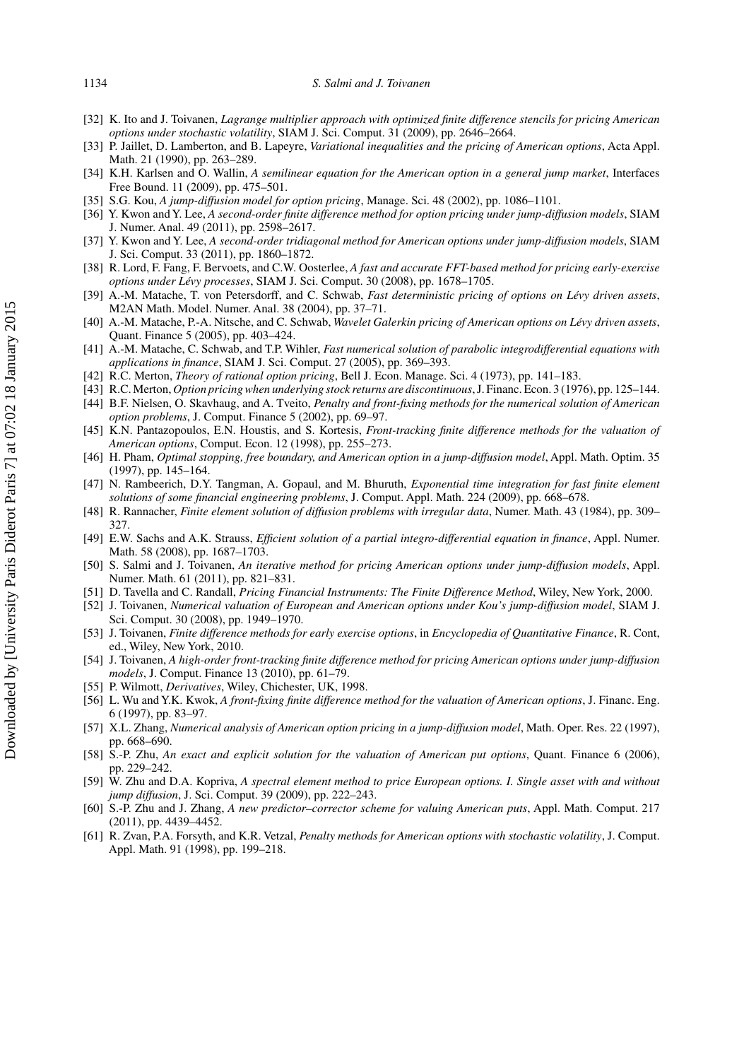[32] K. Ito and J. Toivanen, *Lagrange multiplier approach with optimized finite difference stencils for pricing American options under stochastic volatility*, SIAM J. Sci. Comput. 31 (2009), pp. 2646–2664.

[33] P. Jaillet, D. Lamberton, and B. Lapeyre, *Variational inequalities and the pricing of American options*, Acta Appl. Math. 21 (1990), pp. 263–289.

[34] K.H. Karlsen and O. Wallin, *A semilinear equation for the American option in a general jump market*, Interfaces Free Bound. 11 (2009), pp. 475–501.

[35] S.G. Kou, *A jump-diffusion model for option pricing*, Manage. Sci. 48 (2002), pp. 1086–1101.

[36] Y. Kwon and Y. Lee, *A second-order finite difference method for option pricing under jump-diffusion models*, SIAM J. Numer. Anal. 49 (2011), pp. 2598–2617.

[37] Y. Kwon and Y. Lee, *A second-order tridiagonal method for American options under jump-diffusion models*, SIAM J. Sci. Comput. 33 (2011), pp. 1860–1872.

[38] R. Lord, F. Fang, F. Bervoets, and C.W. Oosterlee, *A fast and accurate FFT-based method for pricing early-exercise options under Lévy processes*, SIAM J. Sci. Comput. 30 (2008), pp. 1678–1705.

[39] A.-M. Matache, T. von Petersdorff, and C. Schwab, *Fast deterministic pricing of options on Lévy driven assets*, M2AN Math. Model. Numer. Anal. 38 (2004), pp. 37–71.

[40] A.-M. Matache, P.-A. Nitsche, and C. Schwab, *Wavelet Galerkin pricing of American options on Lévy driven assets*, Quant. Finance 5 (2005), pp. 403–424.

[41] A.-M. Matache, C. Schwab, and T.P. Wihler, *Fast numerical solution of parabolic integrodifferential equations with applications in finance*, SIAM J. Sci. Comput. 27 (2005), pp. 369–393.

[42] R.C. Merton, *Theory of rational option pricing*, Bell J. Econ. Manage. Sci. 4 (1973), pp. 141–183.

[43] R.C. Merton, *Option pricing when underlying stock returns are discontinuous*, J. Financ. Econ. 3 (1976), pp. 125–144.

[44] B.F. Nielsen, O. Skavhaug, and A. Tveito, *Penalty and front-fixing methods for the numerical solution of American option problems*, J. Comput. Finance 5 (2002), pp. 69–97.

[45] K.N. Pantazopoulos, E.N. Houstis, and S. Kortesis, *Front-tracking finite difference methods for the valuation of American options*, Comput. Econ. 12 (1998), pp. 255–273.

[46] H. Pham, *Optimal stopping, free boundary, and American option in a jump-diffusion model*, Appl. Math. Optim. 35 (1997), pp. 145–164.

[47] N. Rambeerich, D.Y. Tangman, A. Gopaul, and M. Bhuruth, *Exponential time integration for fast finite element solutions of some financial engineering problems*, J. Comput. Appl. Math. 224 (2009), pp. 668–678.

[48] R. Rannacher, *Finite element solution of diffusion problems with irregular data*, Numer. Math. 43 (1984), pp. 309–327.

[49] E.W. Sachs and A.K. Strauss, *Efficient solution of a partial integro-differential equation in finance*, Appl. Numer. Math. 58 (2008), pp. 1687–1703.

[50] S. Salmi and J. Toivanen, *An iterative method for pricing American options under jump-diffusion models*, Appl. Numer. Math. 61 (2011), pp. 821–831.

[51] D. Tavella and C. Randall, *Pricing Financial Instruments: The Finite Difference Method*, Wiley, New York, 2000.

[52] J. Toivanen, *Numerical valuation of European and American options under Kou's jump-diffusion model*, SIAM J. Sci. Comput. 30 (2008), pp. 1949–1970.

[53] J. Toivanen, *Finite difference methods for early exercise options*, in *Encyclopedia of Quantitative Finance*, R. Cont, ed., Wiley, New York, 2010.

[54] J. Toivanen, *A high-order front-tracking finite difference method for pricing American options under jump-diffusion models*, J. Comput. Finance 13 (2010), pp. 61–79.

[55] P. Wilmott, *Derivatives*, Wiley, Chichester, UK, 1998.

[56] L. Wu and Y.K. Kwok, *A front-fixing finite difference method for the valuation of American options*, J. Financ. Eng. 6 (1997), pp. 83–97.

[57] X.L. Zhang, *Numerical analysis of American option pricing in a jump-diffusion model*, Math. Oper. Res. 22 (1997), pp. 668–690.

[58] S.-P. Zhu, *An exact and explicit solution for the valuation of American put options*, Quant. Finance 6 (2006), pp. 229–242.

[59] W. Zhu and D.A. Kopriva, *A spectral element method to price European options. I. Single asset with and without jump diffusion*, J. Sci. Comput. 39 (2009), pp. 222–243.

[60] S.-P. Zhu and J. Zhang, *A new predictor–corrector scheme for valuing American puts*, Appl. Math. Comput. 217 (2011), pp. 4439–4452.

[61] R. Zvan, P.A. Forsyth, and K.R. Vetzal, *Penalty methods for American options with stochastic volatility*, J. Comput. Appl. Math. 91 (1998), pp. 199–218.